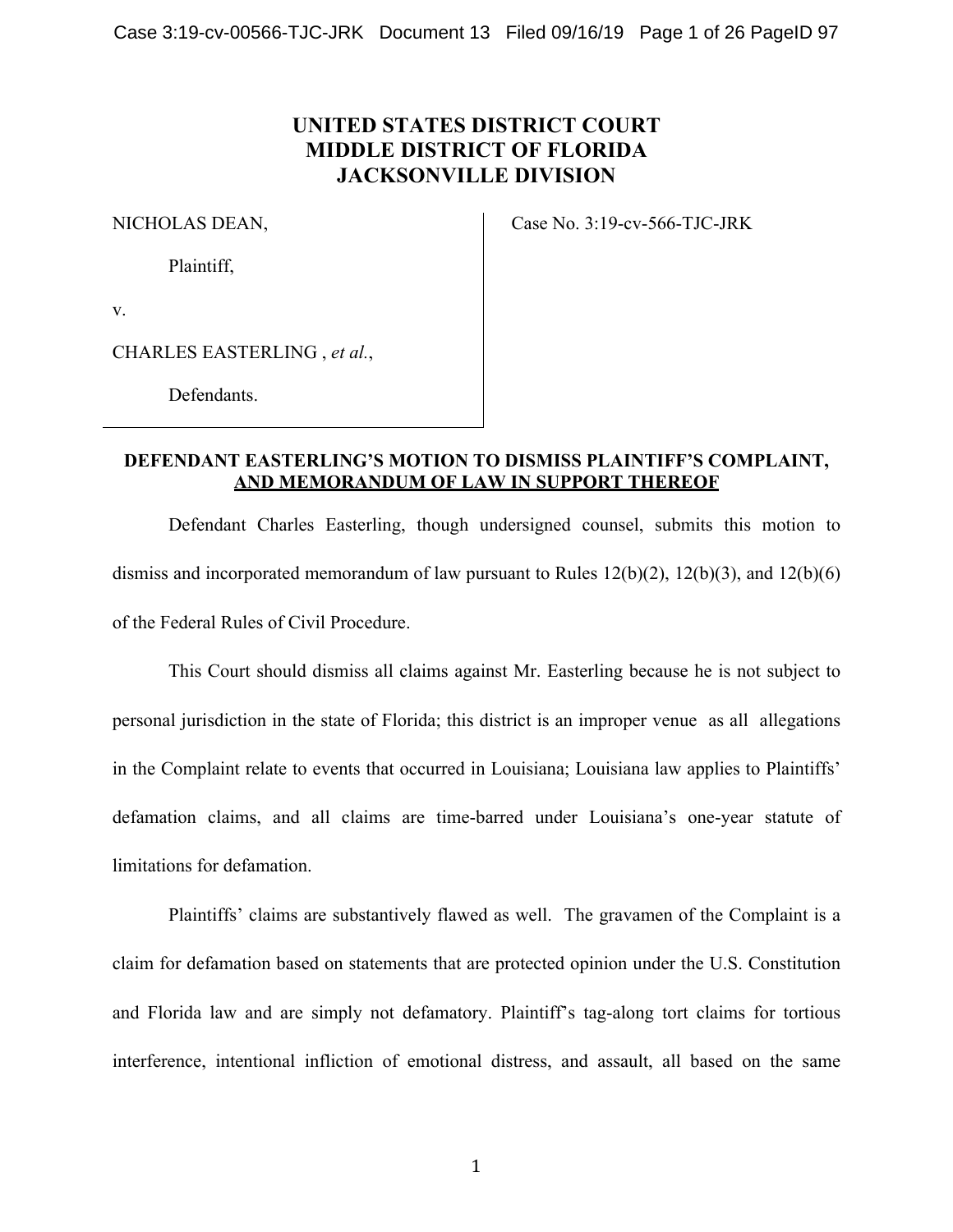# UNITED STATES DISTRICT COURT
# MIDDLE DISTRICT OF FLORIDA
# JACKSONVILLE DIVISION

| | |
|---|---|
| NICHOLAS DEAN,<br><br>Plaintiff,<br><br>v.<br><br>CHARLES EASTERLING , *et al.*,<br><br>Defendants. | Case No. 3:19-cv-566-TJC-JRK |

**DEFENDANT EASTERLING'S MOTION TO DISMISS PLAINTIFF'S COMPLAINT, AND MEMORANDUM OF LAW IN SUPPORT THEREOF**

Defendant Charles Easterling, though undersigned counsel, submits this motion to dismiss and incorporated memorandum of law pursuant to Rules 12(b)(2), 12(b)(3), and 12(b)(6) of the Federal Rules of Civil Procedure.

This Court should dismiss all claims against Mr. Easterling because he is not subject to personal jurisdiction in the state of Florida; this district is an improper venue as all allegations in the Complaint relate to events that occurred in Louisiana; Louisiana law applies to Plaintiffs' defamation claims, and all claims are time-barred under Louisiana's one-year statute of limitations for defamation.

Plaintiffs' claims are substantively flawed as well. The gravamen of the Complaint is a claim for defamation based on statements that are protected opinion under the U.S. Constitution and Florida law and are simply not defamatory. Plaintiff's tag-along tort claims for tortious interference, intentional infliction of emotional distress, and assault, all based on the same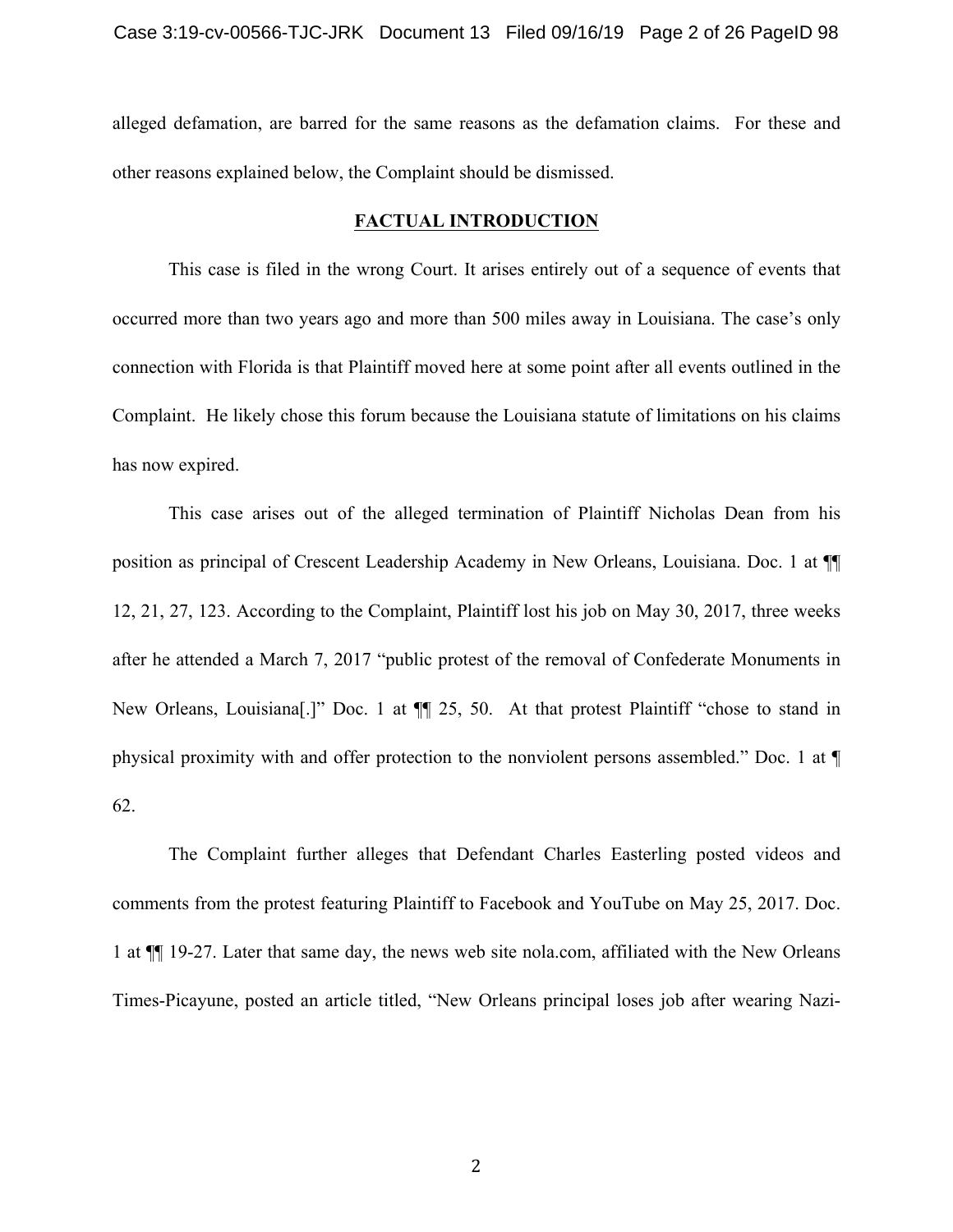alleged defamation, are barred for the same reasons as the defamation claims. For these and other reasons explained below, the Complaint should be dismissed.

## FACTUAL INTRODUCTION

This case is filed in the wrong Court. It arises entirely out of a sequence of events that occurred more than two years ago and more than 500 miles away in Louisiana. The case's only connection with Florida is that Plaintiff moved here at some point after all events outlined in the Complaint. He likely chose this forum because the Louisiana statute of limitations on his claims has now expired.

This case arises out of the alleged termination of Plaintiff Nicholas Dean from his position as principal of Crescent Leadership Academy in New Orleans, Louisiana. Doc. 1 at ¶¶ 12, 21, 27, 123. According to the Complaint, Plaintiff lost his job on May 30, 2017, three weeks after he attended a March 7, 2017 "public protest of the removal of Confederate Monuments in New Orleans, Louisiana[.]" Doc. 1 at ¶¶ 25, 50. At that protest Plaintiff "chose to stand in physical proximity with and offer protection to the nonviolent persons assembled." Doc. 1 at ¶ 62.

The Complaint further alleges that Defendant Charles Easterling posted videos and comments from the protest featuring Plaintiff to Facebook and YouTube on May 25, 2017. Doc. 1 at ¶¶ 19-27. Later that same day, the news web site nola.com, affiliated with the New Orleans Times-Picayune, posted an article titled, "New Orleans principal loses job after wearing Nazi-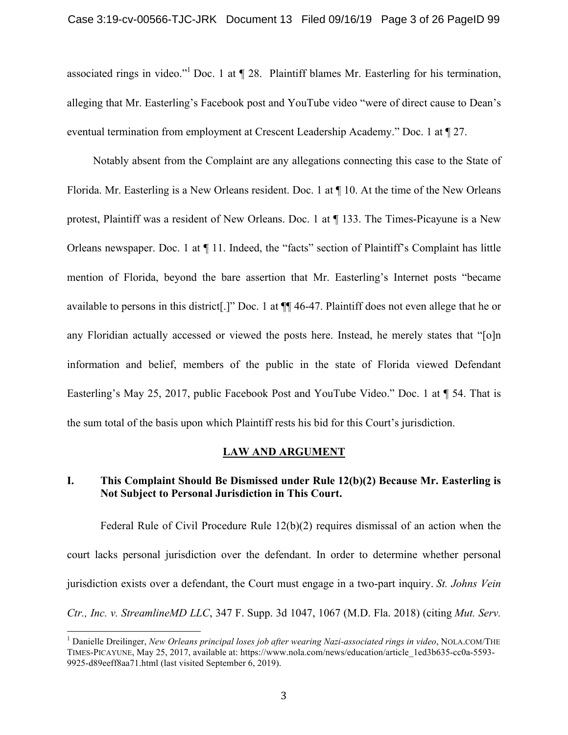associated rings in video."[1] Doc. 1 at ¶ 28. Plaintiff blames Mr. Easterling for his termination, alleging that Mr. Easterling's Facebook post and YouTube video "were of direct cause to Dean's eventual termination from employment at Crescent Leadership Academy." Doc. 1 at ¶ 27.

Notably absent from the Complaint are any allegations connecting this case to the State of Florida. Mr. Easterling is a New Orleans resident. Doc. 1 at ¶ 10. At the time of the New Orleans protest, Plaintiff was a resident of New Orleans. Doc. 1 at ¶ 133. The Times-Picayune is a New Orleans newspaper. Doc. 1 at ¶ 11. Indeed, the "facts" section of Plaintiff's Complaint has little mention of Florida, beyond the bare assertion that Mr. Easterling's Internet posts "became available to persons in this district[.]" Doc. 1 at ¶¶ 46-47. Plaintiff does not even allege that he or any Floridian actually accessed or viewed the posts here. Instead, he merely states that "[o]n information and belief, members of the public in the state of Florida viewed Defendant Easterling's May 25, 2017, public Facebook Post and YouTube Video." Doc. 1 at ¶ 54. That is the sum total of the basis upon which Plaintiff rests his bid for this Court's jurisdiction.

## LAW AND ARGUMENT

### I. This Complaint Should Be Dismissed under Rule 12(b)(2) Because Mr. Easterling is Not Subject to Personal Jurisdiction in This Court.

Federal Rule of Civil Procedure Rule 12(b)(2) requires dismissal of an action when the court lacks personal jurisdiction over the defendant. In order to determine whether personal jurisdiction exists over a defendant, the Court must engage in a two-part inquiry. *St. Johns Vein Ctr., Inc. v. StreamlineMD LLC*, 347 F. Supp. 3d 1047, 1067 (M.D. Fla. 2018) (citing *Mut. Serv.*

---

[1] Danielle Dreilinger, *New Orleans principal loses job after wearing Nazi-associated rings in video*, NOLA.COM/THE TIMES-PICAYUNE, May 25, 2017, available at: https://www.nola.com/news/education/article_1ed3b635-cc0a-5593-9925-d89eeff8aa71.html (last visited September 6, 2019).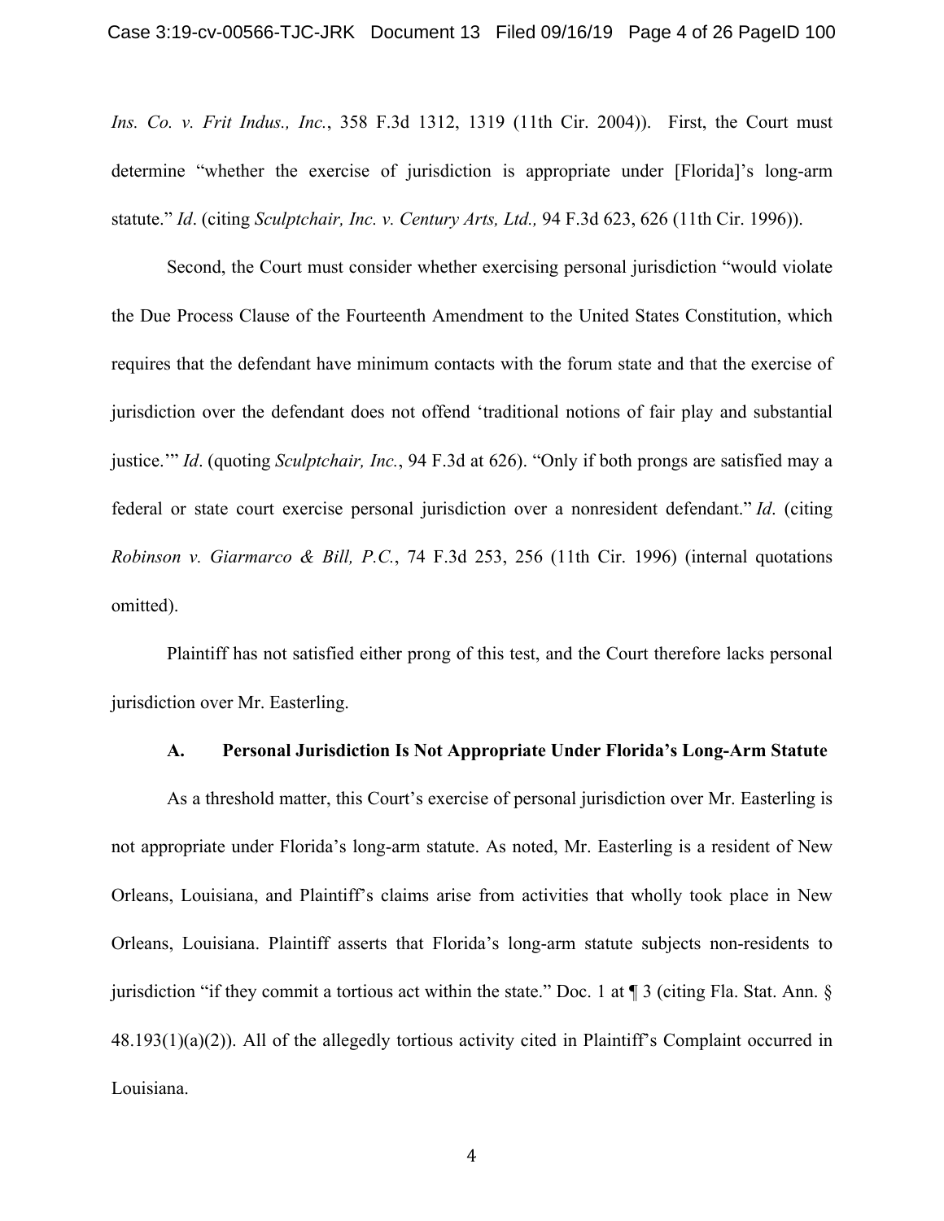*Ins. Co. v. Frit Indus., Inc.*, 358 F.3d 1312, 1319 (11th Cir. 2004)). First, the Court must determine "whether the exercise of jurisdiction is appropriate under [Florida]'s long-arm statute." *Id*. (citing *Sculptchair, Inc. v. Century Arts, Ltd.,* 94 F.3d 623, 626 (11th Cir. 1996)).

Second, the Court must consider whether exercising personal jurisdiction "would violate the Due Process Clause of the Fourteenth Amendment to the United States Constitution, which requires that the defendant have minimum contacts with the forum state and that the exercise of jurisdiction over the defendant does not offend 'traditional notions of fair play and substantial justice.'" *Id*. (quoting *Sculptchair, Inc.*, 94 F.3d at 626). "Only if both prongs are satisfied may a federal or state court exercise personal jurisdiction over a nonresident defendant." *Id*. (citing *Robinson v. Giarmarco & Bill, P.C.*, 74 F.3d 253, 256 (11th Cir. 1996) (internal quotations omitted).

Plaintiff has not satisfied either prong of this test, and the Court therefore lacks personal jurisdiction over Mr. Easterling.

### A. Personal Jurisdiction Is Not Appropriate Under Florida's Long-Arm Statute

As a threshold matter, this Court's exercise of personal jurisdiction over Mr. Easterling is not appropriate under Florida's long-arm statute. As noted, Mr. Easterling is a resident of New Orleans, Louisiana, and Plaintiff's claims arise from activities that wholly took place in New Orleans, Louisiana. Plaintiff asserts that Florida's long-arm statute subjects non-residents to jurisdiction "if they commit a tortious act within the state." Doc. 1 at ¶ 3 (citing Fla. Stat. Ann. § 48.193(1)(a)(2)). All of the allegedly tortious activity cited in Plaintiff's Complaint occurred in Louisiana.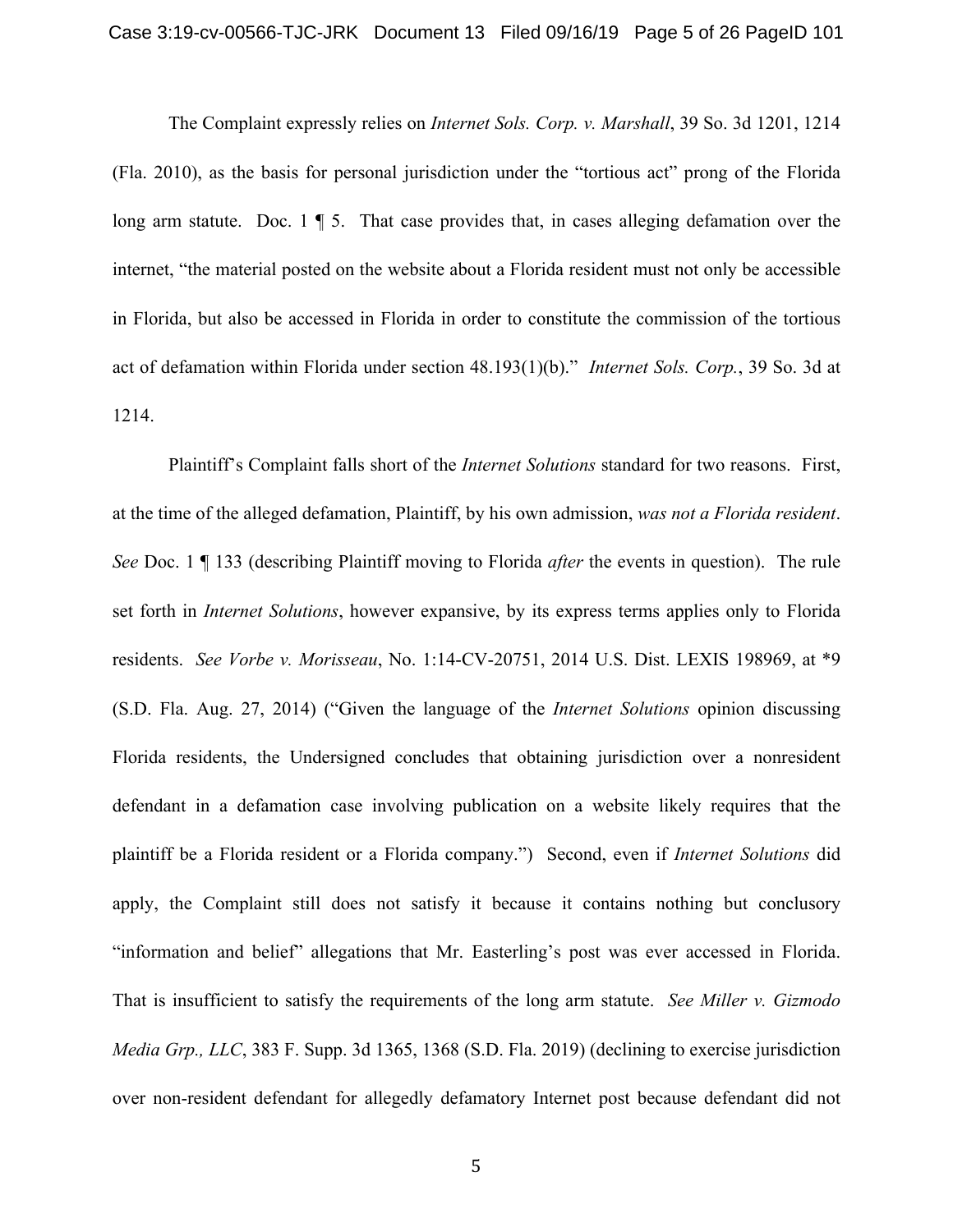The Complaint expressly relies on *Internet Sols. Corp. v. Marshall*, 39 So. 3d 1201, 1214 (Fla. 2010), as the basis for personal jurisdiction under the "tortious act" prong of the Florida long arm statute. Doc. 1 ¶ 5. That case provides that, in cases alleging defamation over the internet, "the material posted on the website about a Florida resident must not only be accessible in Florida, but also be accessed in Florida in order to constitute the commission of the tortious act of defamation within Florida under section 48.193(1)(b)." *Internet Sols. Corp.*, 39 So. 3d at 1214.

Plaintiff's Complaint falls short of the *Internet Solutions* standard for two reasons. First, at the time of the alleged defamation, Plaintiff, by his own admission, *was not a Florida resident*. *See* Doc. 1 ¶ 133 (describing Plaintiff moving to Florida *after* the events in question). The rule set forth in *Internet Solutions*, however expansive, by its express terms applies only to Florida residents. *See Vorbe v. Morisseau*, No. 1:14-CV-20751, 2014 U.S. Dist. LEXIS 198969, at *9 (S.D. Fla. Aug. 27, 2014) ("Given the language of the *Internet Solutions* opinion discussing Florida residents, the Undersigned concludes that obtaining jurisdiction over a nonresident defendant in a defamation case involving publication on a website likely requires that the plaintiff be a Florida resident or a Florida company.") Second, even if *Internet Solutions* did apply, the Complaint still does not satisfy it because it contains nothing but conclusory "information and belief" allegations that Mr. Easterling's post was ever accessed in Florida. That is insufficient to satisfy the requirements of the long arm statute. *See Miller v. Gizmodo Media Grp., LLC*, 383 F. Supp. 3d 1365, 1368 (S.D. Fla. 2019) (declining to exercise jurisdiction over non-resident defendant for allegedly defamatory Internet post because defendant did not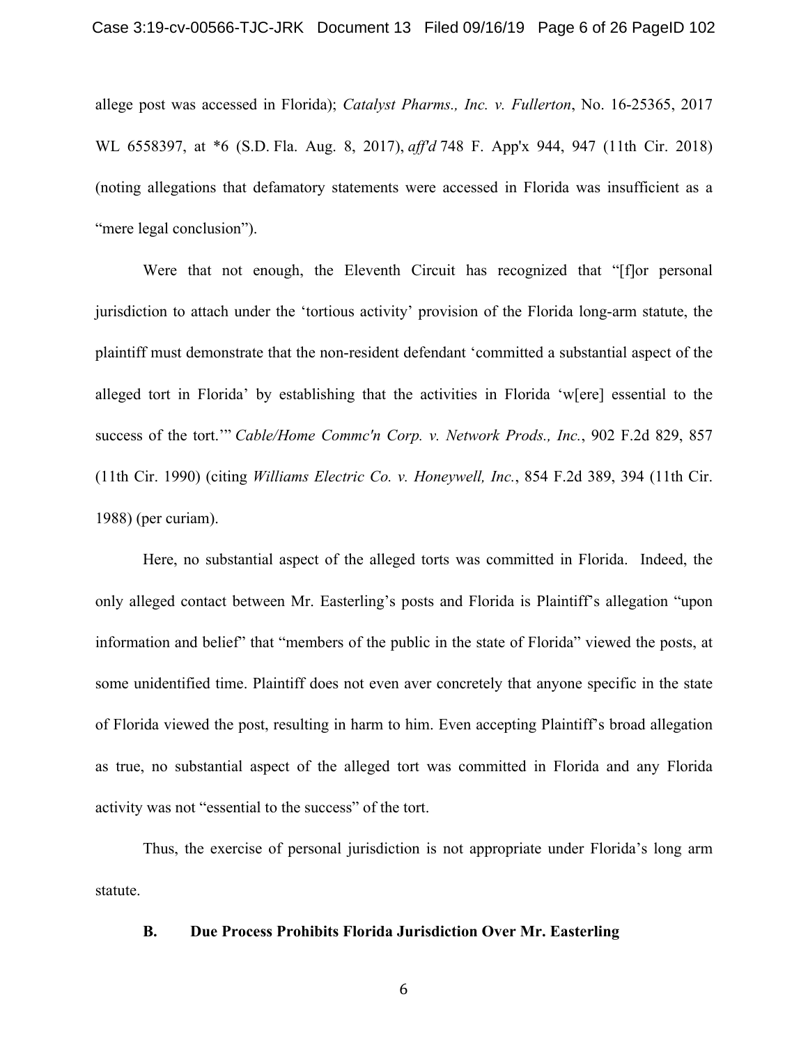allege post was accessed in Florida); *Catalyst Pharms., Inc. v. Fullerton*, No. 16-25365, 2017 WL 6558397, at *6 (S.D. Fla. Aug. 8, 2017), *aff'd* 748 F. App'x 944, 947 (11th Cir. 2018) (noting allegations that defamatory statements were accessed in Florida was insufficient as a "mere legal conclusion").

Were that not enough, the Eleventh Circuit has recognized that "[f]or personal jurisdiction to attach under the 'tortious activity' provision of the Florida long-arm statute, the plaintiff must demonstrate that the non-resident defendant 'committed a substantial aspect of the alleged tort in Florida' by establishing that the activities in Florida 'w[ere] essential to the success of the tort.'" *Cable/Home Commc'n Corp. v. Network Prods., Inc.*, 902 F.2d 829, 857 (11th Cir. 1990) (citing *Williams Electric Co. v. Honeywell, Inc.*, 854 F.2d 389, 394 (11th Cir. 1988) (per curiam).

Here, no substantial aspect of the alleged torts was committed in Florida. Indeed, the only alleged contact between Mr. Easterling's posts and Florida is Plaintiff's allegation "upon information and belief" that "members of the public in the state of Florida" viewed the posts, at some unidentified time. Plaintiff does not even aver concretely that anyone specific in the state of Florida viewed the post, resulting in harm to him. Even accepting Plaintiff's broad allegation as true, no substantial aspect of the alleged tort was committed in Florida and any Florida activity was not "essential to the success" of the tort.

Thus, the exercise of personal jurisdiction is not appropriate under Florida's long arm statute.

### B. Due Process Prohibits Florida Jurisdiction Over Mr. Easterling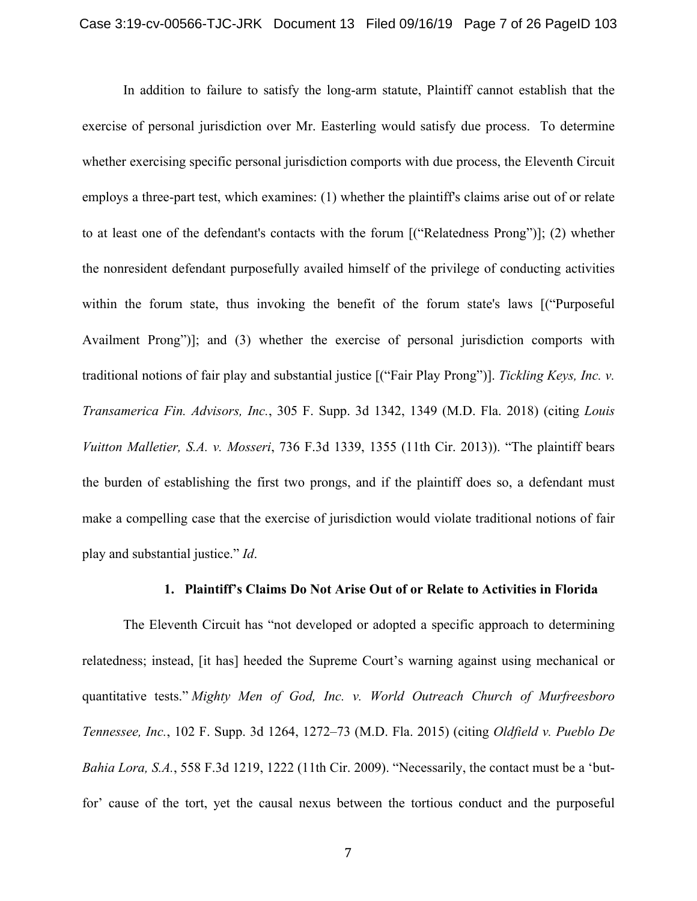In addition to failure to satisfy the long-arm statute, Plaintiff cannot establish that the exercise of personal jurisdiction over Mr. Easterling would satisfy due process. To determine whether exercising specific personal jurisdiction comports with due process, the Eleventh Circuit employs a three-part test, which examines: (1) whether the plaintiff's claims arise out of or relate to at least one of the defendant's contacts with the forum [("Relatedness Prong")]; (2) whether the nonresident defendant purposefully availed himself of the privilege of conducting activities within the forum state, thus invoking the benefit of the forum state's laws [("Purposeful Availment Prong")]; and (3) whether the exercise of personal jurisdiction comports with traditional notions of fair play and substantial justice [("Fair Play Prong")]. *Tickling Keys, Inc. v. Transamerica Fin. Advisors, Inc.*, 305 F. Supp. 3d 1342, 1349 (M.D. Fla. 2018) (citing *Louis Vuitton Malletier, S.A. v. Mosseri*, 736 F.3d 1339, 1355 (11th Cir. 2013)). "The plaintiff bears the burden of establishing the first two prongs, and if the plaintiff does so, a defendant must make a compelling case that the exercise of jurisdiction would violate traditional notions of fair play and substantial justice." *Id*.

### 1. Plaintiff's Claims Do Not Arise Out of or Relate to Activities in Florida

The Eleventh Circuit has "not developed or adopted a specific approach to determining relatedness; instead, [it has] heeded the Supreme Court's warning against using mechanical or quantitative tests." *Mighty Men of God, Inc. v. World Outreach Church of Murfreesboro Tennessee, Inc.*, 102 F. Supp. 3d 1264, 1272–73 (M.D. Fla. 2015) (citing *Oldfield v. Pueblo De Bahia Lora, S.A.*, 558 F.3d 1219, 1222 (11th Cir. 2009). "Necessarily, the contact must be a 'but-for' cause of the tort, yet the causal nexus between the tortious conduct and the purposeful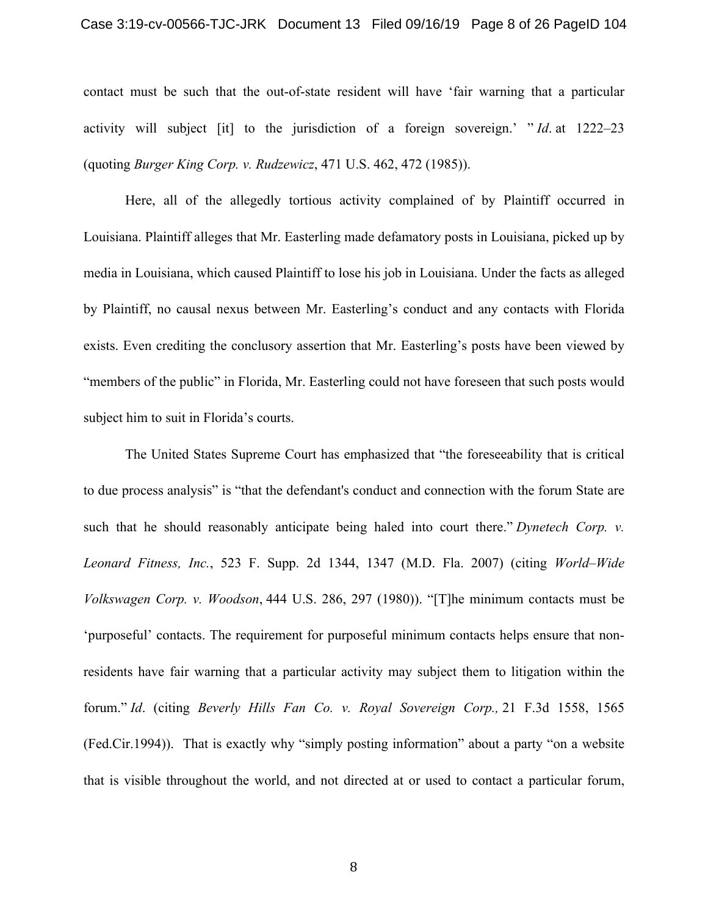contact must be such that the out-of-state resident will have 'fair warning that a particular activity will subject [it] to the jurisdiction of a foreign sovereign.' " *Id*. at 1222–23 (quoting *Burger King Corp. v. Rudzewicz*, 471 U.S. 462, 472 (1985)).

Here, all of the allegedly tortious activity complained of by Plaintiff occurred in Louisiana. Plaintiff alleges that Mr. Easterling made defamatory posts in Louisiana, picked up by media in Louisiana, which caused Plaintiff to lose his job in Louisiana. Under the facts as alleged by Plaintiff, no causal nexus between Mr. Easterling's conduct and any contacts with Florida exists. Even crediting the conclusory assertion that Mr. Easterling's posts have been viewed by "members of the public" in Florida, Mr. Easterling could not have foreseen that such posts would subject him to suit in Florida's courts.

The United States Supreme Court has emphasized that "the foreseeability that is critical to due process analysis" is "that the defendant's conduct and connection with the forum State are such that he should reasonably anticipate being haled into court there." *Dynetech Corp. v. Leonard Fitness, Inc.*, 523 F. Supp. 2d 1344, 1347 (M.D. Fla. 2007) (citing *World–Wide Volkswagen Corp. v. Woodson*, 444 U.S. 286, 297 (1980)). "[T]he minimum contacts must be 'purposeful' contacts. The requirement for purposeful minimum contacts helps ensure that non-residents have fair warning that a particular activity may subject them to litigation within the forum." *Id*. (citing *Beverly Hills Fan Co. v. Royal Sovereign Corp.,* 21 F.3d 1558, 1565 (Fed.Cir.1994)). That is exactly why "simply posting information" about a party "on a website that is visible throughout the world, and not directed at or used to contact a particular forum,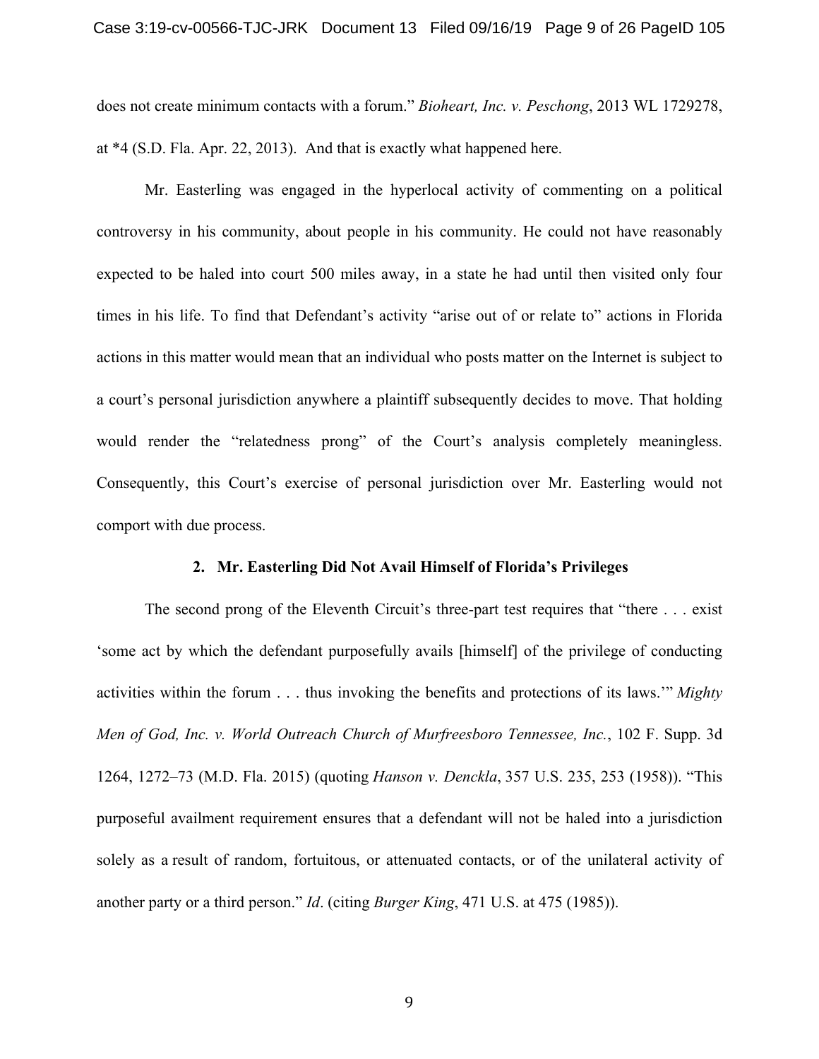does not create minimum contacts with a forum." *Bioheart, Inc. v. Peschong*, 2013 WL 1729278, at *4 (S.D. Fla. Apr. 22, 2013). And that is exactly what happened here.

Mr. Easterling was engaged in the hyperlocal activity of commenting on a political controversy in his community, about people in his community. He could not have reasonably expected to be haled into court 500 miles away, in a state he had until then visited only four times in his life. To find that Defendant's activity "arise out of or relate to" actions in Florida actions in this matter would mean that an individual who posts matter on the Internet is subject to a court's personal jurisdiction anywhere a plaintiff subsequently decides to move. That holding would render the "relatedness prong" of the Court's analysis completely meaningless. Consequently, this Court's exercise of personal jurisdiction over Mr. Easterling would not comport with due process.

**2. Mr. Easterling Did Not Avail Himself of Florida's Privileges**

The second prong of the Eleventh Circuit's three-part test requires that "there . . . exist 'some act by which the defendant purposefully avails [himself] of the privilege of conducting activities within the forum . . . thus invoking the benefits and protections of its laws.'" *Mighty Men of God, Inc. v. World Outreach Church of Murfreesboro Tennessee, Inc.*, 102 F. Supp. 3d 1264, 1272–73 (M.D. Fla. 2015) (quoting *Hanson v. Denckla*, 357 U.S. 235, 253 (1958)). "This purposeful availment requirement ensures that a defendant will not be haled into a jurisdiction solely as a result of random, fortuitous, or attenuated contacts, or of the unilateral activity of another party or a third person." *Id*. (citing *Burger King*, 471 U.S. at 475 (1985)).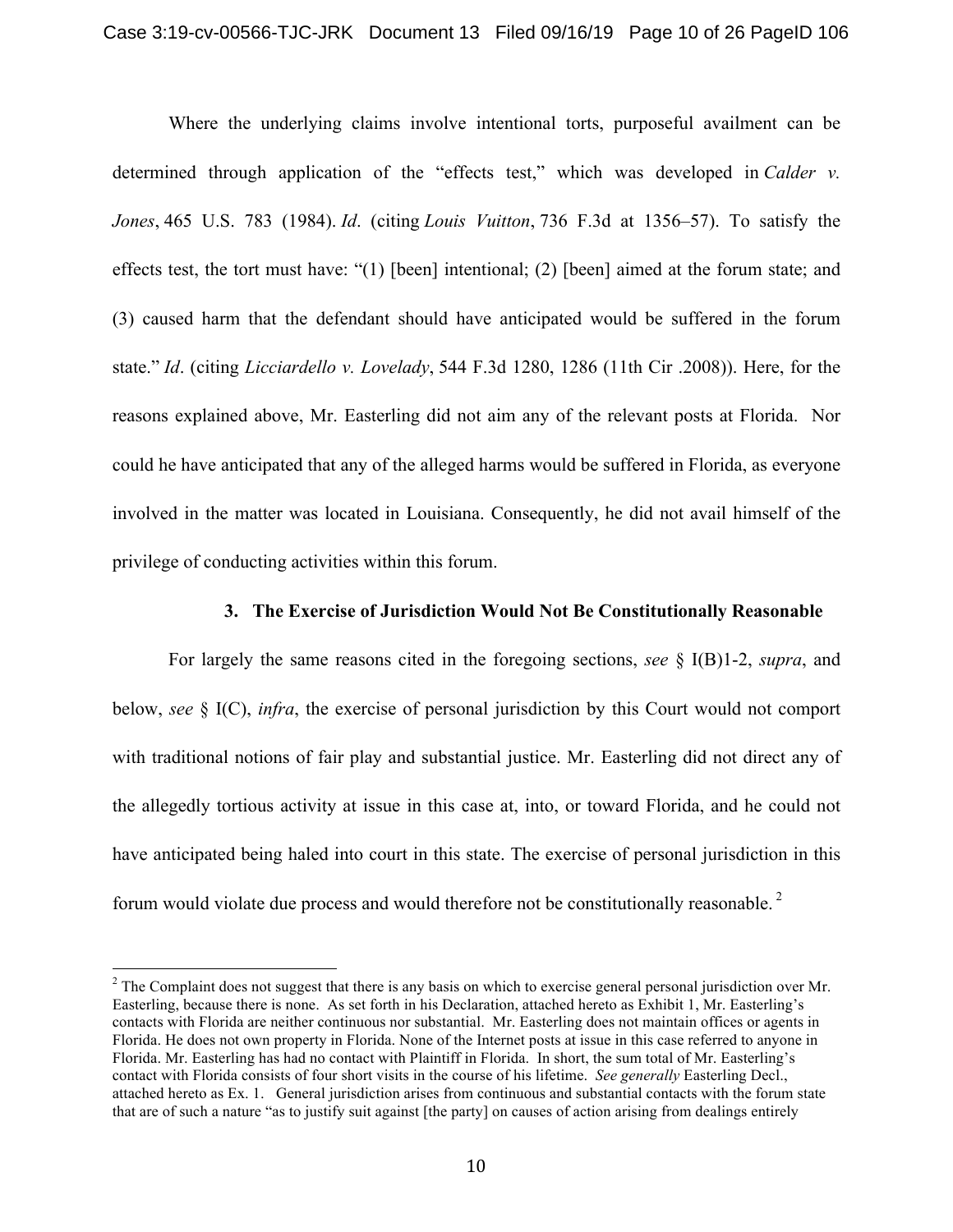Where the underlying claims involve intentional torts, purposeful availment can be determined through application of the "effects test," which was developed in *Calder v. Jones*, 465 U.S. 783 (1984). *Id*. (citing *Louis Vuitton*, 736 F.3d at 1356–57). To satisfy the effects test, the tort must have: "(1) [been] intentional; (2) [been] aimed at the forum state; and (3) caused harm that the defendant should have anticipated would be suffered in the forum state." *Id*. (citing *Licciardello v. Lovelady*, 544 F.3d 1280, 1286 (11th Cir .2008)). Here, for the reasons explained above, Mr. Easterling did not aim any of the relevant posts at Florida. Nor could he have anticipated that any of the alleged harms would be suffered in Florida, as everyone involved in the matter was located in Louisiana. Consequently, he did not avail himself of the privilege of conducting activities within this forum.

### 3. The Exercise of Jurisdiction Would Not Be Constitutionally Reasonable

For largely the same reasons cited in the foregoing sections, *see* § I(B)1-2, *supra*, and below, *see* § I(C), *infra*, the exercise of personal jurisdiction by this Court would not comport with traditional notions of fair play and substantial justice. Mr. Easterling did not direct any of the allegedly tortious activity at issue in this case at, into, or toward Florida, and he could not have anticipated being haled into court in this state. The exercise of personal jurisdiction in this forum would violate due process and would therefore not be constitutionally reasonable.[2]

[2] The Complaint does not suggest that there is any basis on which to exercise general personal jurisdiction over Mr. Easterling, because there is none. As set forth in his Declaration, attached hereto as Exhibit 1, Mr. Easterling's contacts with Florida are neither continuous nor substantial. Mr. Easterling does not maintain offices or agents in Florida. He does not own property in Florida. None of the Internet posts at issue in this case referred to anyone in Florida. Mr. Easterling has had no contact with Plaintiff in Florida. In short, the sum total of Mr. Easterling's contact with Florida consists of four short visits in the course of his lifetime. *See generally* Easterling Decl., attached hereto as Ex. 1. General jurisdiction arises from continuous and substantial contacts with the forum state that are of such a nature "as to justify suit against [the party] on causes of action arising from dealings entirely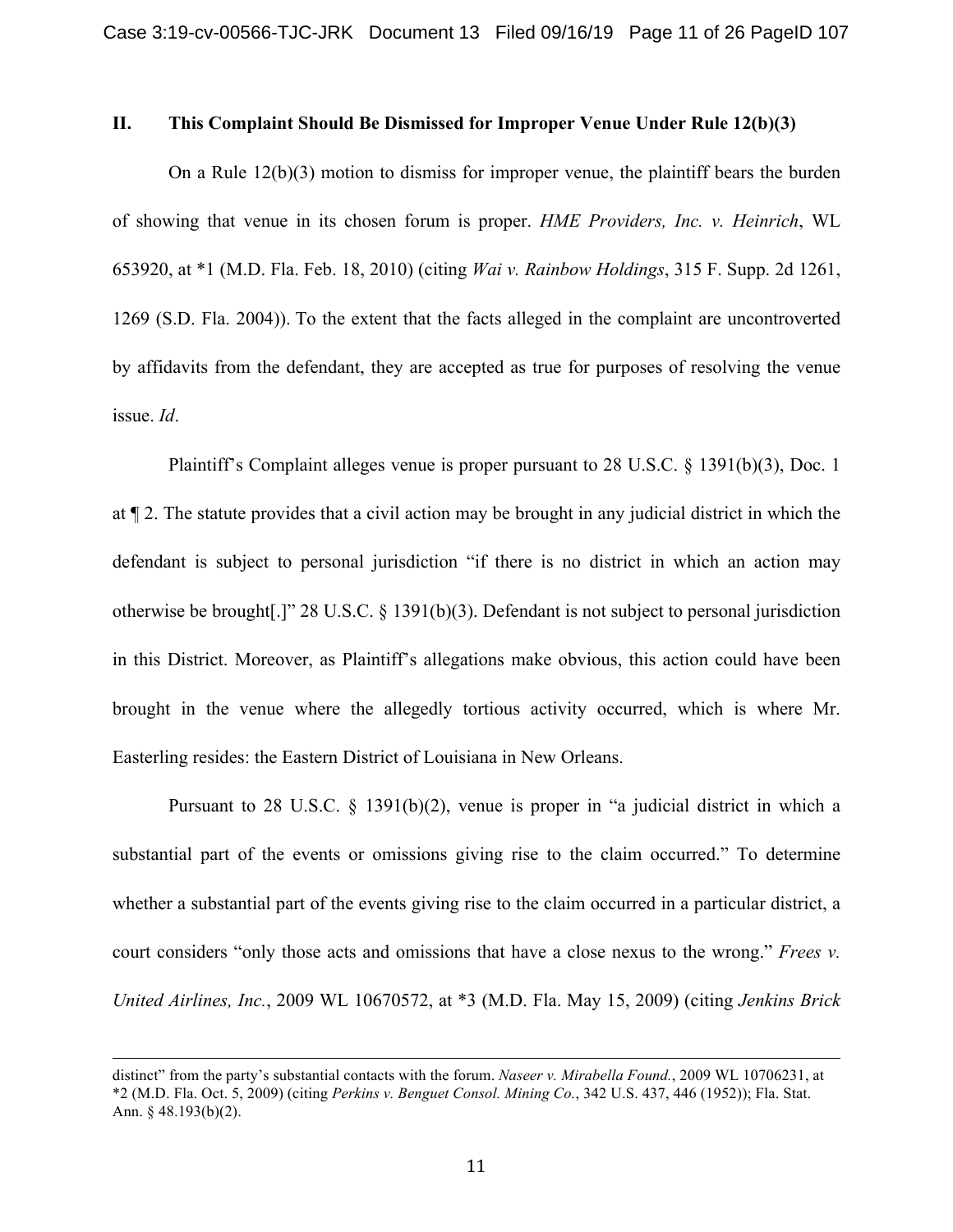## II. This Complaint Should Be Dismissed for Improper Venue Under Rule 12(b)(3)

On a Rule 12(b)(3) motion to dismiss for improper venue, the plaintiff bears the burden of showing that venue in its chosen forum is proper. *HME Providers, Inc. v. Heinrich*, WL 653920, at *1 (M.D. Fla. Feb. 18, 2010) (citing *Wai v. Rainbow Holdings*, 315 F. Supp. 2d 1261, 1269 (S.D. Fla. 2004)). To the extent that the facts alleged in the complaint are uncontroverted by affidavits from the defendant, they are accepted as true for purposes of resolving the venue issue. *Id*.

Plaintiff's Complaint alleges venue is proper pursuant to 28 U.S.C. § 1391(b)(3), Doc. 1 at ¶ 2. The statute provides that a civil action may be brought in any judicial district in which the defendant is subject to personal jurisdiction "if there is no district in which an action may otherwise be brought[.]" 28 U.S.C. § 1391(b)(3). Defendant is not subject to personal jurisdiction in this District. Moreover, as Plaintiff's allegations make obvious, this action could have been brought in the venue where the allegedly tortious activity occurred, which is where Mr. Easterling resides: the Eastern District of Louisiana in New Orleans.

Pursuant to 28 U.S.C. § 1391(b)(2), venue is proper in "a judicial district in which a substantial part of the events or omissions giving rise to the claim occurred." To determine whether a substantial part of the events giving rise to the claim occurred in a particular district, a court considers "only those acts and omissions that have a close nexus to the wrong." *Frees v. United Airlines, Inc.*, 2009 WL 10670572, at *3 (M.D. Fla. May 15, 2009) (citing *Jenkins Brick*

---

distinct" from the party's substantial contacts with the forum. *Naseer v. Mirabella Found.*, 2009 WL 10706231, at *2 (M.D. Fla. Oct. 5, 2009) (citing *Perkins v. Benguet Consol. Mining Co.*, 342 U.S. 437, 446 (1952)); Fla. Stat. Ann. § 48.193(b)(2).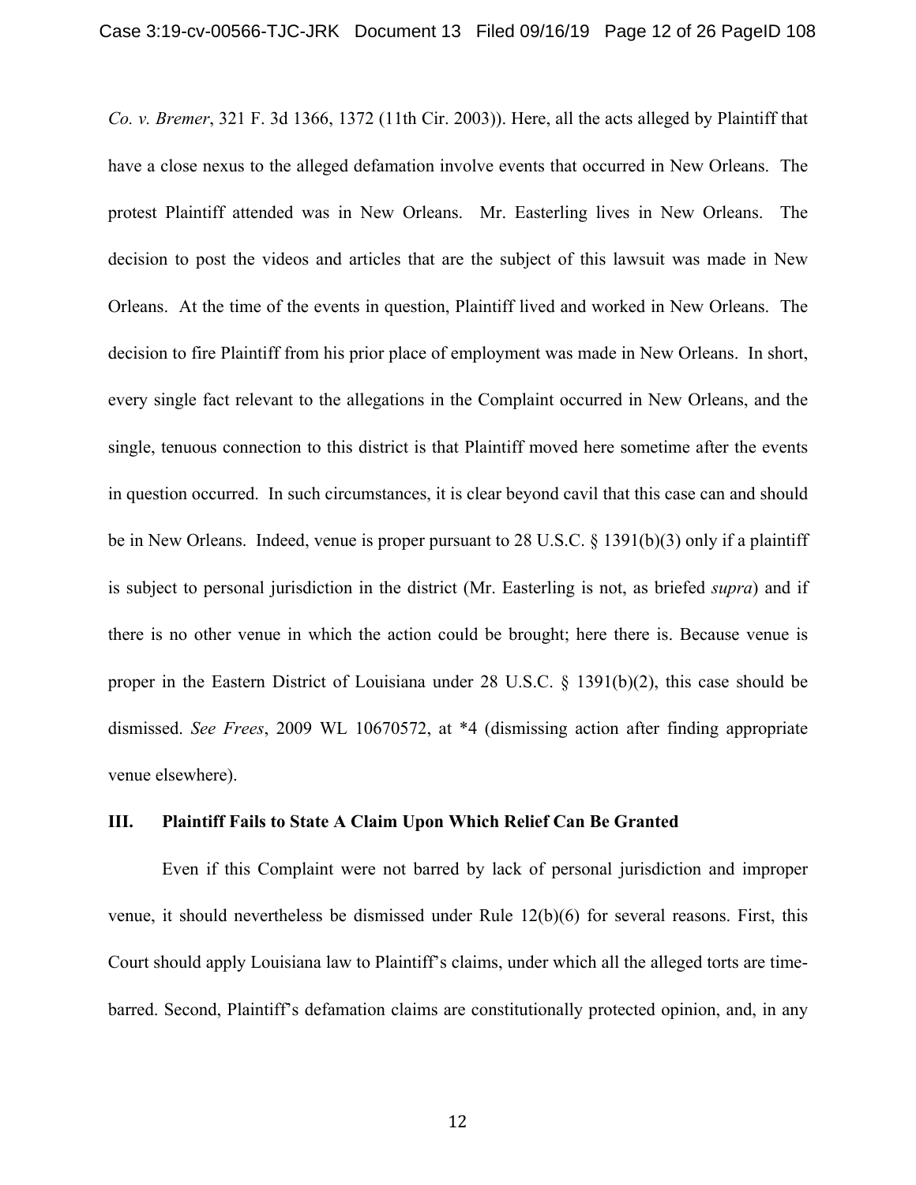*Co. v. Bremer*, 321 F. 3d 1366, 1372 (11th Cir. 2003)). Here, all the acts alleged by Plaintiff that have a close nexus to the alleged defamation involve events that occurred in New Orleans. The protest Plaintiff attended was in New Orleans. Mr. Easterling lives in New Orleans. The decision to post the videos and articles that are the subject of this lawsuit was made in New Orleans. At the time of the events in question, Plaintiff lived and worked in New Orleans. The decision to fire Plaintiff from his prior place of employment was made in New Orleans. In short, every single fact relevant to the allegations in the Complaint occurred in New Orleans, and the single, tenuous connection to this district is that Plaintiff moved here sometime after the events in question occurred. In such circumstances, it is clear beyond cavil that this case can and should be in New Orleans. Indeed, venue is proper pursuant to 28 U.S.C. § 1391(b)(3) only if a plaintiff is subject to personal jurisdiction in the district (Mr. Easterling is not, as briefed *supra*) and if there is no other venue in which the action could be brought; here there is. Because venue is proper in the Eastern District of Louisiana under 28 U.S.C. § 1391(b)(2), this case should be dismissed. *See Frees*, 2009 WL 10670572, at *4 (dismissing action after finding appropriate venue elsewhere).

## III. Plaintiff Fails to State A Claim Upon Which Relief Can Be Granted

Even if this Complaint were not barred by lack of personal jurisdiction and improper venue, it should nevertheless be dismissed under Rule 12(b)(6) for several reasons. First, this Court should apply Louisiana law to Plaintiff's claims, under which all the alleged torts are time-barred. Second, Plaintiff's defamation claims are constitutionally protected opinion, and, in any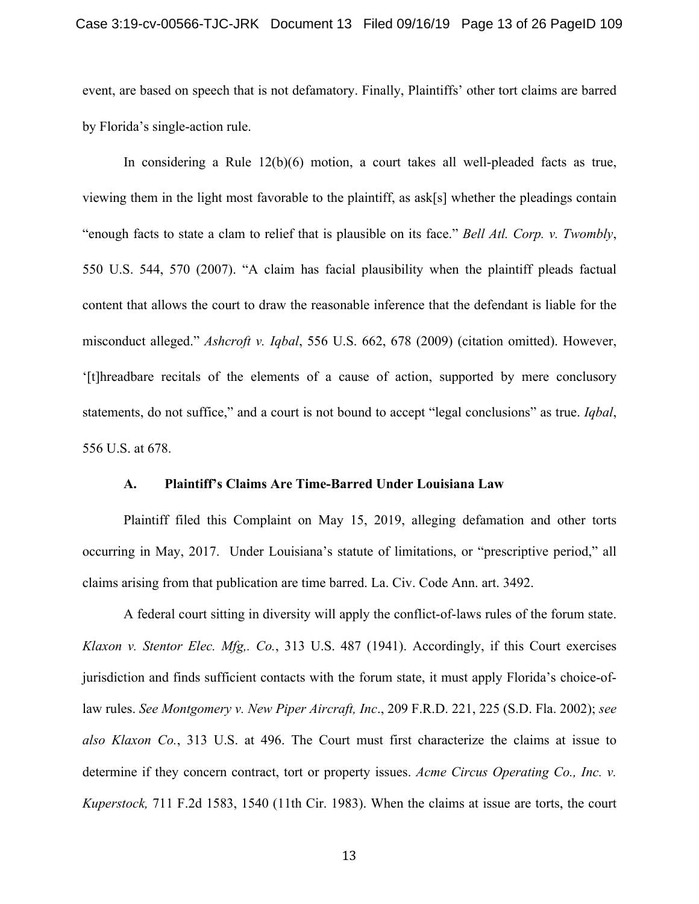event, are based on speech that is not defamatory. Finally, Plaintiffs' other tort claims are barred by Florida's single-action rule.

In considering a Rule 12(b)(6) motion, a court takes all well-pleaded facts as true, viewing them in the light most favorable to the plaintiff, as ask[s] whether the pleadings contain "enough facts to state a clam to relief that is plausible on its face." *Bell Atl. Corp. v. Twombly*, 550 U.S. 544, 570 (2007). "A claim has facial plausibility when the plaintiff pleads factual content that allows the court to draw the reasonable inference that the defendant is liable for the misconduct alleged." *Ashcroft v. Iqbal*, 556 U.S. 662, 678 (2009) (citation omitted). However, '[t]hreadbare recitals of the elements of a cause of action, supported by mere conclusory statements, do not suffice," and a court is not bound to accept "legal conclusions" as true. *Iqbal*, 556 U.S. at 678.

### A. Plaintiff's Claims Are Time-Barred Under Louisiana Law

Plaintiff filed this Complaint on May 15, 2019, alleging defamation and other torts occurring in May, 2017. Under Louisiana's statute of limitations, or "prescriptive period," all claims arising from that publication are time barred. La. Civ. Code Ann. art. 3492.

A federal court sitting in diversity will apply the conflict-of-laws rules of the forum state. *Klaxon v. Stentor Elec. Mfg,. Co.*, 313 U.S. 487 (1941). Accordingly, if this Court exercises jurisdiction and finds sufficient contacts with the forum state, it must apply Florida's choice-of-law rules. *See Montgomery v. New Piper Aircraft, Inc*., 209 F.R.D. 221, 225 (S.D. Fla. 2002); *see also Klaxon Co.*, 313 U.S. at 496. The Court must first characterize the claims at issue to determine if they concern contract, tort or property issues. *Acme Circus Operating Co., Inc. v. Kuperstock,* 711 F.2d 1583, 1540 (11th Cir. 1983). When the claims at issue are torts, the court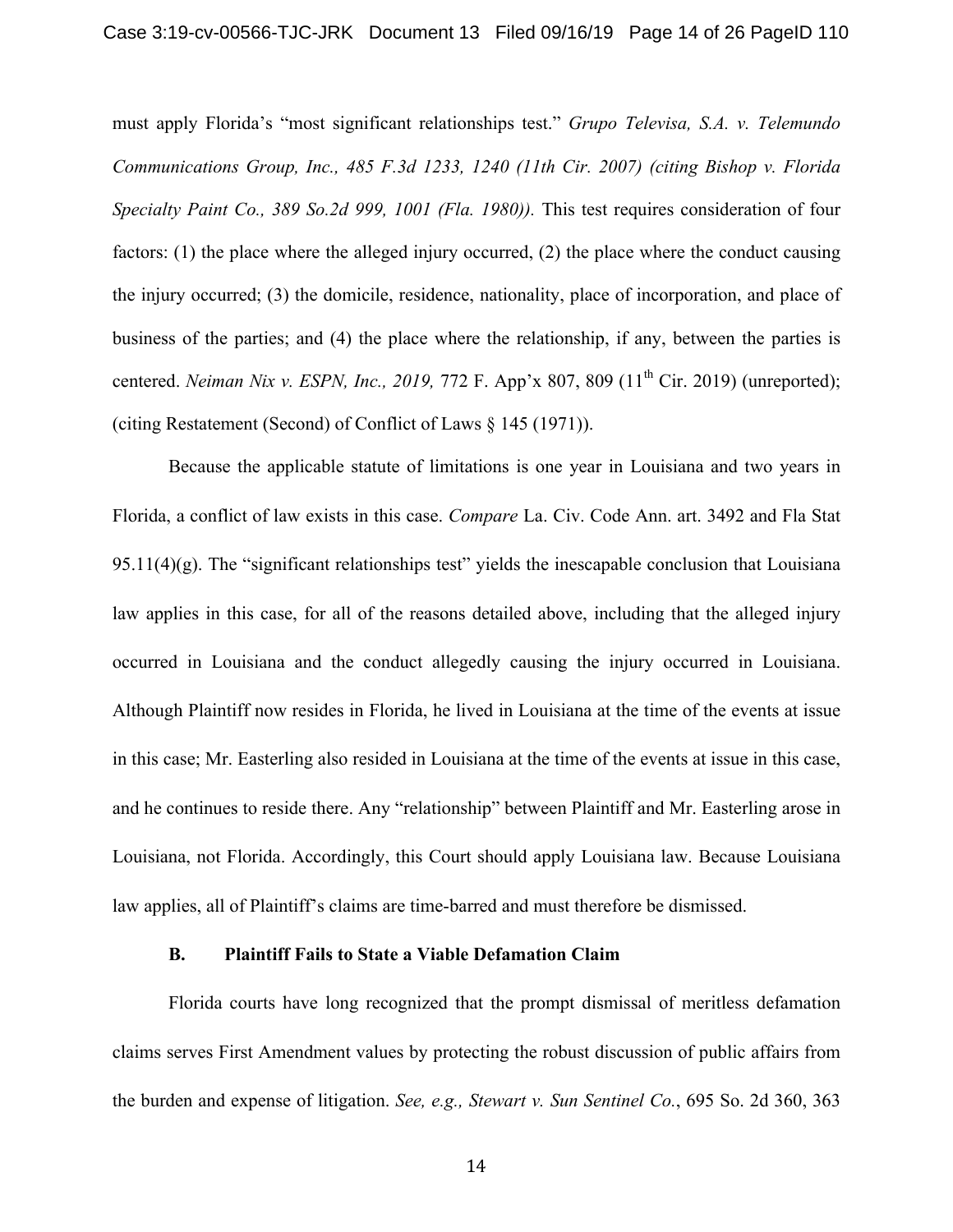must apply Florida's "most significant relationships test." *Grupo Televisa, S.A. v. Telemundo Communications Group, Inc., 485 F.3d 1233, 1240 (11th Cir. 2007) (citing Bishop v. Florida Specialty Paint Co., 389 So.2d 999, 1001 (Fla. 1980)).* This test requires consideration of four factors: (1) the place where the alleged injury occurred, (2) the place where the conduct causing the injury occurred; (3) the domicile, residence, nationality, place of incorporation, and place of business of the parties; and (4) the place where the relationship, if any, between the parties is centered. *Neiman Nix v. ESPN, Inc., 2019,* 772 F. App'x 807, 809 (11th Cir. 2019) (unreported); (citing Restatement (Second) of Conflict of Laws § 145 (1971)).

Because the applicable statute of limitations is one year in Louisiana and two years in Florida, a conflict of law exists in this case. *Compare* La. Civ. Code Ann. art. 3492 and Fla Stat 95.11(4)(g). The "significant relationships test" yields the inescapable conclusion that Louisiana law applies in this case, for all of the reasons detailed above, including that the alleged injury occurred in Louisiana and the conduct allegedly causing the injury occurred in Louisiana. Although Plaintiff now resides in Florida, he lived in Louisiana at the time of the events at issue in this case; Mr. Easterling also resided in Louisiana at the time of the events at issue in this case, and he continues to reside there. Any "relationship" between Plaintiff and Mr. Easterling arose in Louisiana, not Florida. Accordingly, this Court should apply Louisiana law. Because Louisiana law applies, all of Plaintiff's claims are time-barred and must therefore be dismissed.

### B. Plaintiff Fails to State a Viable Defamation Claim

Florida courts have long recognized that the prompt dismissal of meritless defamation claims serves First Amendment values by protecting the robust discussion of public affairs from the burden and expense of litigation. *See, e.g., Stewart v. Sun Sentinel Co.*, 695 So. 2d 360, 363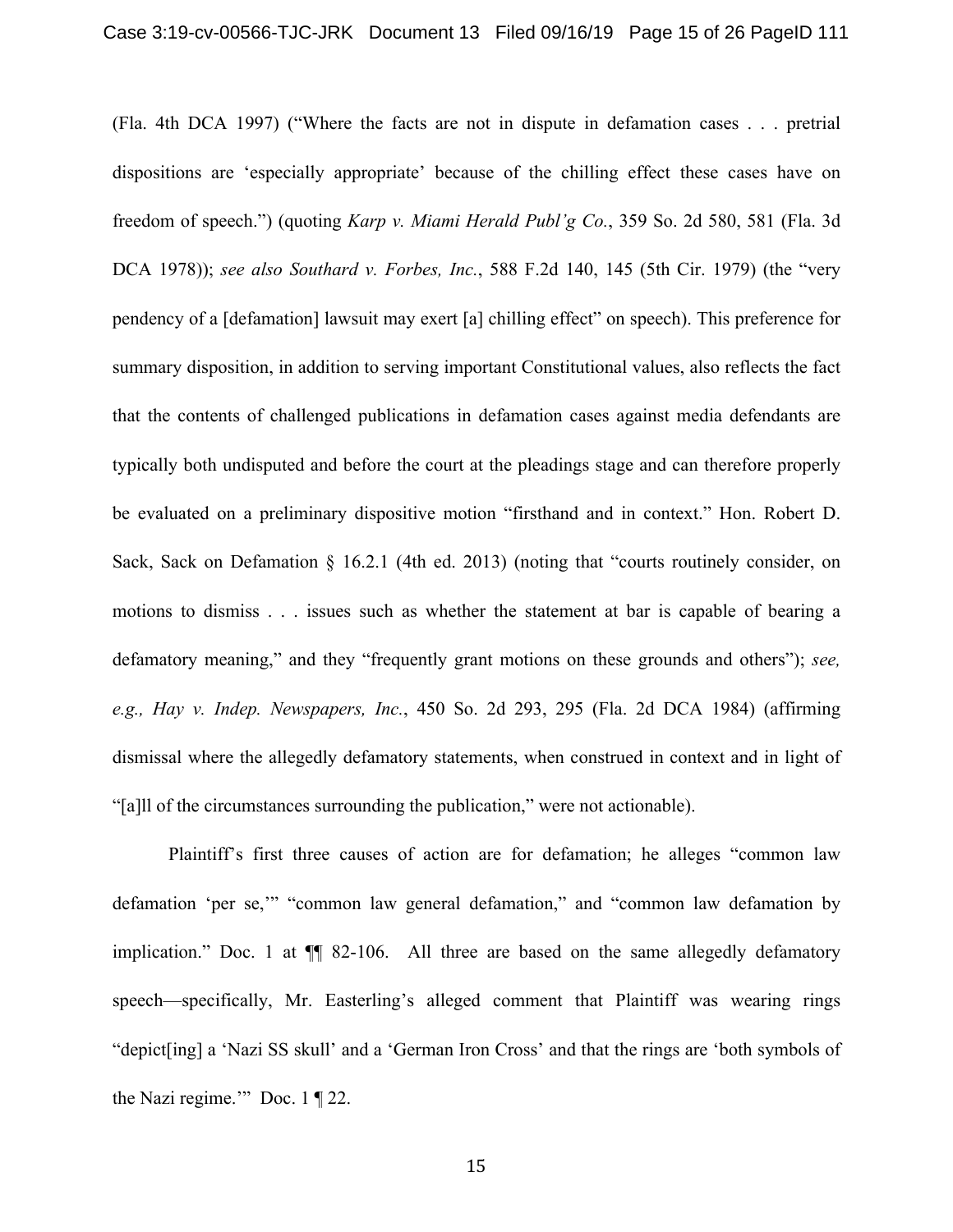(Fla. 4th DCA 1997) ("Where the facts are not in dispute in defamation cases . . . pretrial dispositions are 'especially appropriate' because of the chilling effect these cases have on freedom of speech.") (quoting *Karp v. Miami Herald Publ'g Co.*, 359 So. 2d 580, 581 (Fla. 3d DCA 1978)); *see also Southard v. Forbes, Inc.*, 588 F.2d 140, 145 (5th Cir. 1979) (the "very pendency of a [defamation] lawsuit may exert [a] chilling effect" on speech). This preference for summary disposition, in addition to serving important Constitutional values, also reflects the fact that the contents of challenged publications in defamation cases against media defendants are typically both undisputed and before the court at the pleadings stage and can therefore properly be evaluated on a preliminary dispositive motion "firsthand and in context." Hon. Robert D. Sack, Sack on Defamation § 16.2.1 (4th ed. 2013) (noting that "courts routinely consider, on motions to dismiss . . . issues such as whether the statement at bar is capable of bearing a defamatory meaning," and they "frequently grant motions on these grounds and others"); *see, e.g., Hay v. Indep. Newspapers, Inc.*, 450 So. 2d 293, 295 (Fla. 2d DCA 1984) (affirming dismissal where the allegedly defamatory statements, when construed in context and in light of "[a]ll of the circumstances surrounding the publication," were not actionable).

Plaintiff's first three causes of action are for defamation; he alleges "common law defamation 'per se,'" "common law general defamation," and "common law defamation by implication." Doc. 1 at ¶¶ 82-106. All three are based on the same allegedly defamatory speech—specifically, Mr. Easterling's alleged comment that Plaintiff was wearing rings "depict[ing] a 'Nazi SS skull' and a 'German Iron Cross' and that the rings are 'both symbols of the Nazi regime.'" Doc. 1 ¶ 22.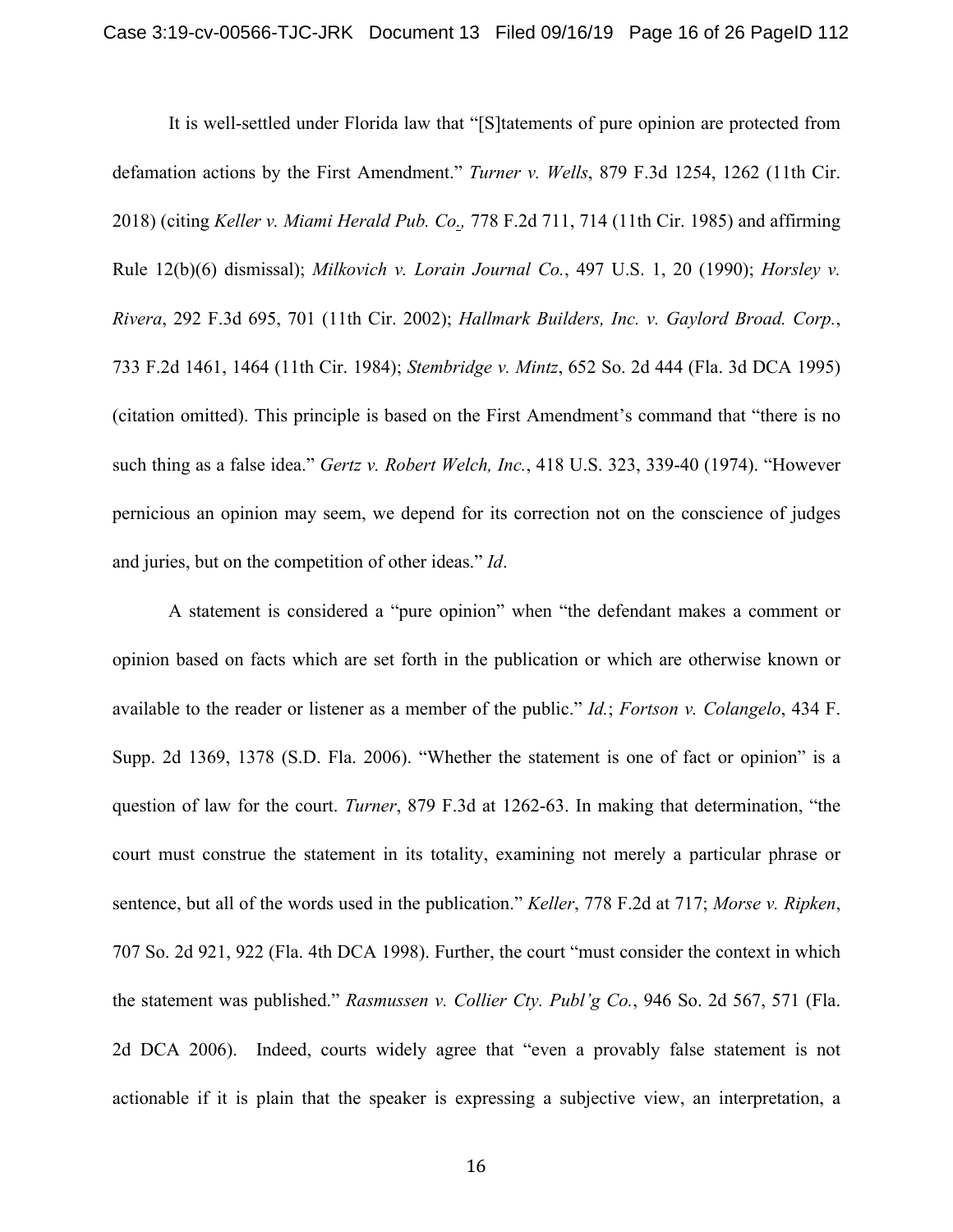It is well-settled under Florida law that "[S]tatements of pure opinion are protected from defamation actions by the First Amendment." *Turner v. Wells*, 879 F.3d 1254, 1262 (11th Cir. 2018) (citing *Keller v. Miami Herald Pub. Co.,* 778 F.2d 711, 714 (11th Cir. 1985) and affirming Rule 12(b)(6) dismissal); *Milkovich v. Lorain Journal Co.*, 497 U.S. 1, 20 (1990); *Horsley v. Rivera*, 292 F.3d 695, 701 (11th Cir. 2002); *Hallmark Builders, Inc. v. Gaylord Broad. Corp.*, 733 F.2d 1461, 1464 (11th Cir. 1984); *Stembridge v. Mintz*, 652 So. 2d 444 (Fla. 3d DCA 1995) (citation omitted). This principle is based on the First Amendment's command that "there is no such thing as a false idea." *Gertz v. Robert Welch, Inc.*, 418 U.S. 323, 339-40 (1974). "However pernicious an opinion may seem, we depend for its correction not on the conscience of judges and juries, but on the competition of other ideas." *Id*.

A statement is considered a "pure opinion" when "the defendant makes a comment or opinion based on facts which are set forth in the publication or which are otherwise known or available to the reader or listener as a member of the public." *Id.*; *Fortson v. Colangelo*, 434 F. Supp. 2d 1369, 1378 (S.D. Fla. 2006). "Whether the statement is one of fact or opinion" is a question of law for the court. *Turner*, 879 F.3d at 1262-63. In making that determination, "the court must construe the statement in its totality, examining not merely a particular phrase or sentence, but all of the words used in the publication." *Keller*, 778 F.2d at 717; *Morse v. Ripken*, 707 So. 2d 921, 922 (Fla. 4th DCA 1998). Further, the court "must consider the context in which the statement was published." *Rasmussen v. Collier Cty. Publ'g Co.*, 946 So. 2d 567, 571 (Fla. 2d DCA 2006). Indeed, courts widely agree that "even a provably false statement is not actionable if it is plain that the speaker is expressing a subjective view, an interpretation, a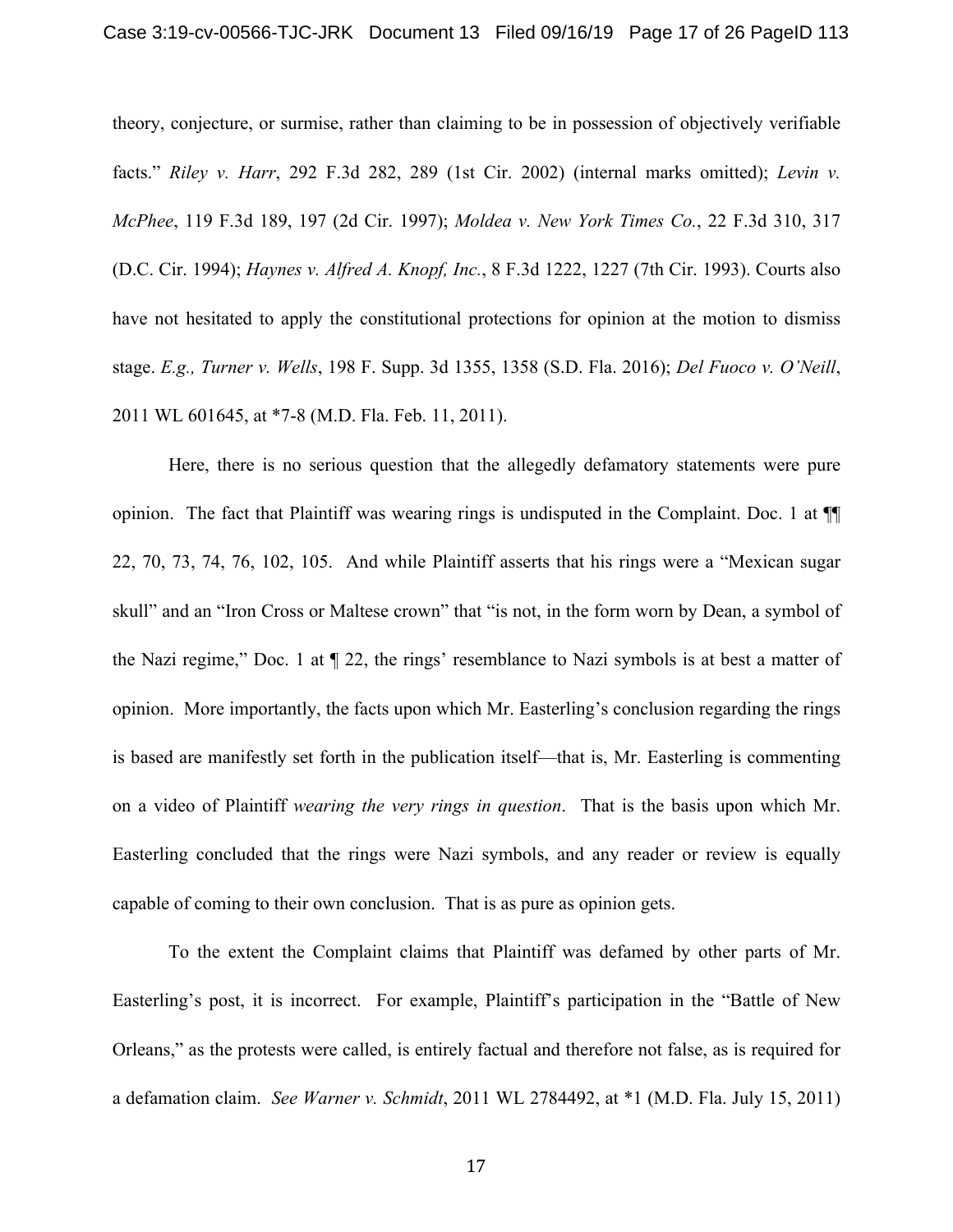theory, conjecture, or surmise, rather than claiming to be in possession of objectively verifiable facts." *Riley v. Harr*, 292 F.3d 282, 289 (1st Cir. 2002) (internal marks omitted); *Levin v. McPhee*, 119 F.3d 189, 197 (2d Cir. 1997); *Moldea v. New York Times Co.*, 22 F.3d 310, 317 (D.C. Cir. 1994); *Haynes v. Alfred A. Knopf, Inc.*, 8 F.3d 1222, 1227 (7th Cir. 1993). Courts also have not hesitated to apply the constitutional protections for opinion at the motion to dismiss stage. *E.g., Turner v. Wells*, 198 F. Supp. 3d 1355, 1358 (S.D. Fla. 2016); *Del Fuoco v. O'Neill*, 2011 WL 601645, at *7-8 (M.D. Fla. Feb. 11, 2011).

Here, there is no serious question that the allegedly defamatory statements were pure opinion. The fact that Plaintiff was wearing rings is undisputed in the Complaint. Doc. 1 at ¶¶ 22, 70, 73, 74, 76, 102, 105. And while Plaintiff asserts that his rings were a "Mexican sugar skull" and an "Iron Cross or Maltese crown" that "is not, in the form worn by Dean, a symbol of the Nazi regime," Doc. 1 at ¶ 22, the rings' resemblance to Nazi symbols is at best a matter of opinion. More importantly, the facts upon which Mr. Easterling's conclusion regarding the rings is based are manifestly set forth in the publication itself—that is, Mr. Easterling is commenting on a video of Plaintiff *wearing the very rings in question*. That is the basis upon which Mr. Easterling concluded that the rings were Nazi symbols, and any reader or review is equally capable of coming to their own conclusion. That is as pure as opinion gets.

To the extent the Complaint claims that Plaintiff was defamed by other parts of Mr. Easterling's post, it is incorrect. For example, Plaintiff's participation in the "Battle of New Orleans," as the protests were called, is entirely factual and therefore not false, as is required for a defamation claim. *See Warner v. Schmidt*, 2011 WL 2784492, at *1 (M.D. Fla. July 15, 2011)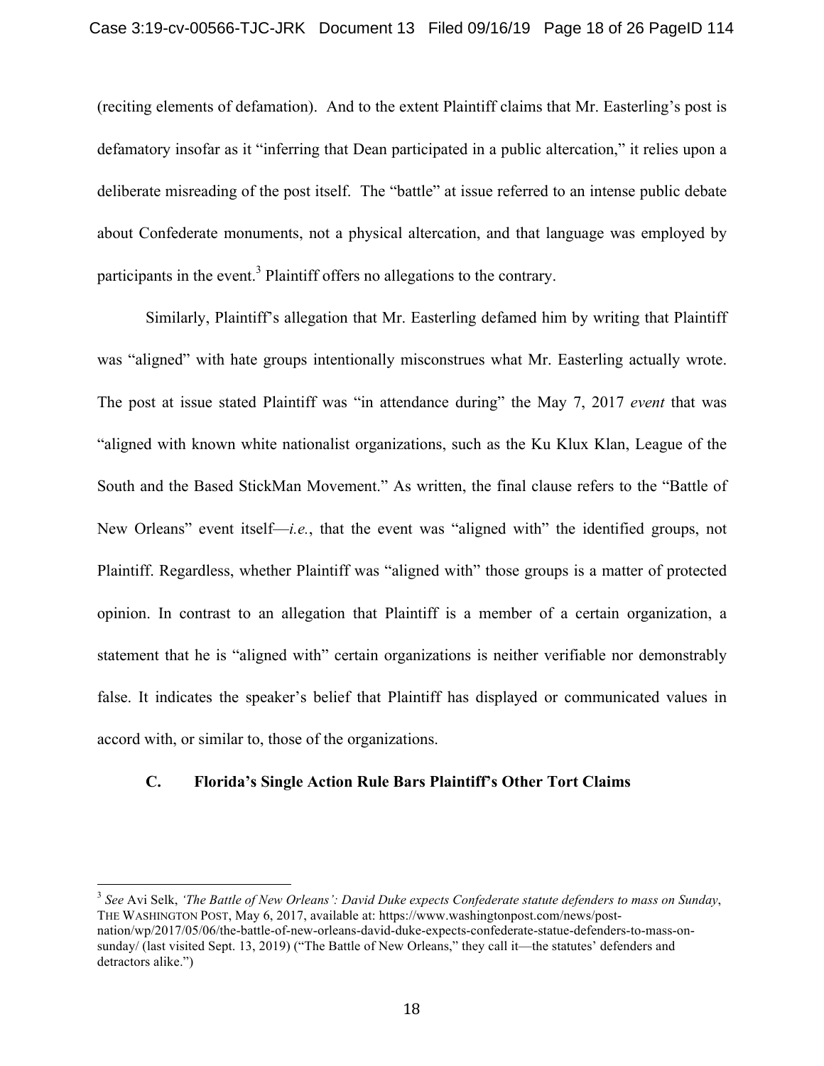(reciting elements of defamation). And to the extent Plaintiff claims that Mr. Easterling's post is defamatory insofar as it "inferring that Dean participated in a public altercation," it relies upon a deliberate misreading of the post itself. The "battle" at issue referred to an intense public debate about Confederate monuments, not a physical altercation, and that language was employed by participants in the event.[3] Plaintiff offers no allegations to the contrary.

Similarly, Plaintiff's allegation that Mr. Easterling defamed him by writing that Plaintiff was "aligned" with hate groups intentionally misconstrues what Mr. Easterling actually wrote. The post at issue stated Plaintiff was "in attendance during" the May 7, 2017 *event* that was "aligned with known white nationalist organizations, such as the Ku Klux Klan, League of the South and the Based StickMan Movement." As written, the final clause refers to the "Battle of New Orleans" event itself—*i.e.*, that the event was "aligned with" the identified groups, not Plaintiff. Regardless, whether Plaintiff was "aligned with" those groups is a matter of protected opinion. In contrast to an allegation that Plaintiff is a member of a certain organization, a statement that he is "aligned with" certain organizations is neither verifiable nor demonstrably false. It indicates the speaker's belief that Plaintiff has displayed or communicated values in accord with, or similar to, those of the organizations.

### C. Florida's Single Action Rule Bars Plaintiff's Other Tort Claims

---

[3] *See* Avi Selk, *'The Battle of New Orleans': David Duke expects Confederate statute defenders to mass on Sunday*, THE WASHINGTON POST, May 6, 2017, available at: https://www.washingtonpost.com/news/post-nation/wp/2017/05/06/the-battle-of-new-orleans-david-duke-expects-confederate-statue-defenders-to-mass-on-sunday/ (last visited Sept. 13, 2019) ("The Battle of New Orleans," they call it—the statutes' defenders and detractors alike.")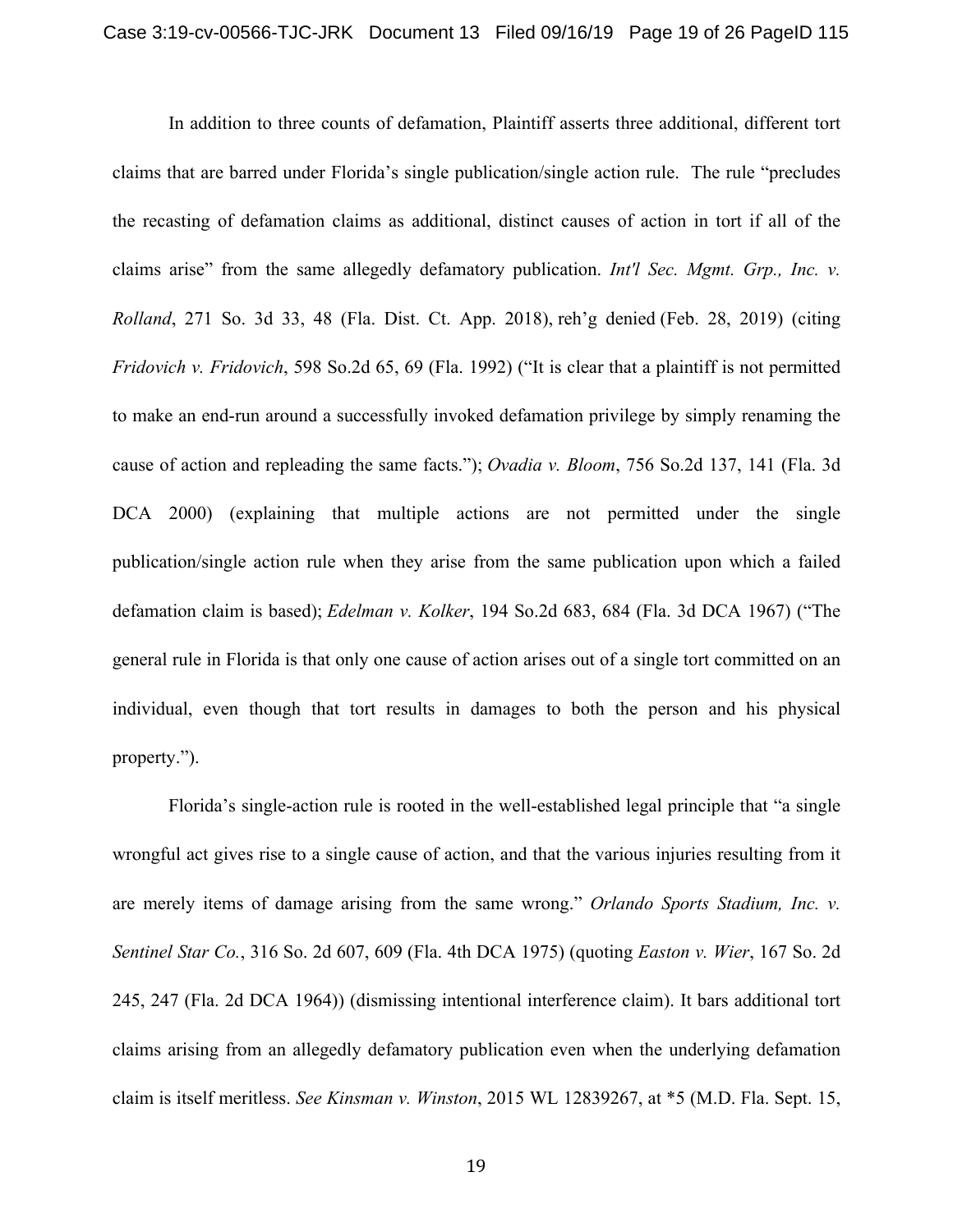In addition to three counts of defamation, Plaintiff asserts three additional, different tort claims that are barred under Florida's single publication/single action rule. The rule "precludes the recasting of defamation claims as additional, distinct causes of action in tort if all of the claims arise" from the same allegedly defamatory publication. *Int'l Sec. Mgmt. Grp., Inc. v. Rolland*, 271 So. 3d 33, 48 (Fla. Dist. Ct. App. 2018), reh'g denied (Feb. 28, 2019) (citing *Fridovich v. Fridovich*, 598 So.2d 65, 69 (Fla. 1992) ("It is clear that a plaintiff is not permitted to make an end-run around a successfully invoked defamation privilege by simply renaming the cause of action and repleading the same facts."); *Ovadia v. Bloom*, 756 So.2d 137, 141 (Fla. 3d DCA 2000) (explaining that multiple actions are not permitted under the single publication/single action rule when they arise from the same publication upon which a failed defamation claim is based); *Edelman v. Kolker*, 194 So.2d 683, 684 (Fla. 3d DCA 1967) ("The general rule in Florida is that only one cause of action arises out of a single tort committed on an individual, even though that tort results in damages to both the person and his physical property.").

Florida's single-action rule is rooted in the well-established legal principle that "a single wrongful act gives rise to a single cause of action, and that the various injuries resulting from it are merely items of damage arising from the same wrong." *Orlando Sports Stadium, Inc. v. Sentinel Star Co.*, 316 So. 2d 607, 609 (Fla. 4th DCA 1975) (quoting *Easton v. Wier*, 167 So. 2d 245, 247 (Fla. 2d DCA 1964)) (dismissing intentional interference claim). It bars additional tort claims arising from an allegedly defamatory publication even when the underlying defamation claim is itself meritless. *See Kinsman v. Winston*, 2015 WL 12839267, at *5 (M.D. Fla. Sept. 15,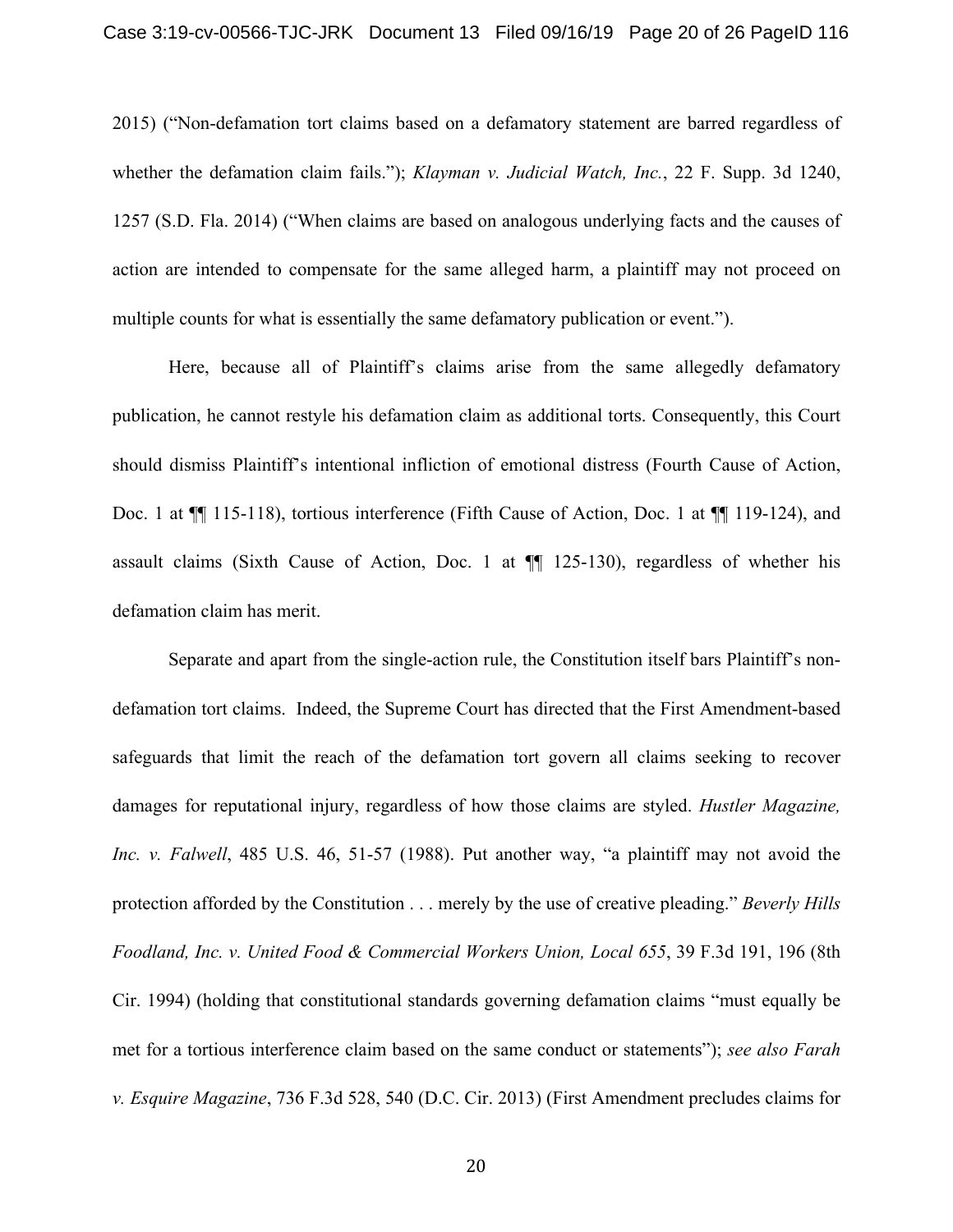2015) ("Non-defamation tort claims based on a defamatory statement are barred regardless of whether the defamation claim fails."); *Klayman v. Judicial Watch, Inc.*, 22 F. Supp. 3d 1240, 1257 (S.D. Fla. 2014) ("When claims are based on analogous underlying facts and the causes of action are intended to compensate for the same alleged harm, a plaintiff may not proceed on multiple counts for what is essentially the same defamatory publication or event.").

Here, because all of Plaintiff's claims arise from the same allegedly defamatory publication, he cannot restyle his defamation claim as additional torts. Consequently, this Court should dismiss Plaintiff's intentional infliction of emotional distress (Fourth Cause of Action, Doc. 1 at ¶¶ 115-118), tortious interference (Fifth Cause of Action, Doc. 1 at ¶¶ 119-124), and assault claims (Sixth Cause of Action, Doc. 1 at ¶¶ 125-130), regardless of whether his defamation claim has merit.

Separate and apart from the single-action rule, the Constitution itself bars Plaintiff's non-defamation tort claims. Indeed, the Supreme Court has directed that the First Amendment-based safeguards that limit the reach of the defamation tort govern all claims seeking to recover damages for reputational injury, regardless of how those claims are styled. *Hustler Magazine, Inc. v. Falwell*, 485 U.S. 46, 51-57 (1988). Put another way, "a plaintiff may not avoid the protection afforded by the Constitution . . . merely by the use of creative pleading." *Beverly Hills Foodland, Inc. v. United Food & Commercial Workers Union, Local 655*, 39 F.3d 191, 196 (8th Cir. 1994) (holding that constitutional standards governing defamation claims "must equally be met for a tortious interference claim based on the same conduct or statements"); *see also Farah v. Esquire Magazine*, 736 F.3d 528, 540 (D.C. Cir. 2013) (First Amendment precludes claims for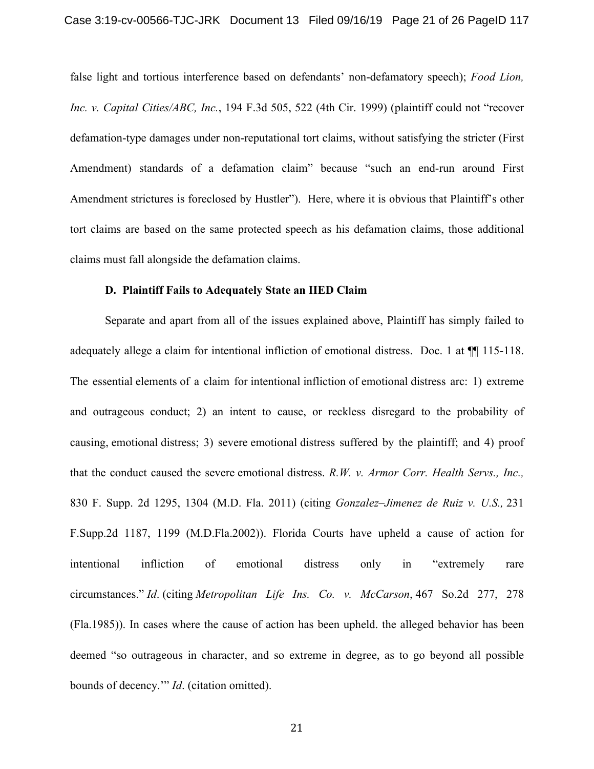false light and tortious interference based on defendants' non-defamatory speech); *Food Lion, Inc. v. Capital Cities/ABC, Inc.*, 194 F.3d 505, 522 (4th Cir. 1999) (plaintiff could not "recover defamation-type damages under non-reputational tort claims, without satisfying the stricter (First Amendment) standards of a defamation claim" because "such an end-run around First Amendment strictures is foreclosed by Hustler"). Here, where it is obvious that Plaintiff's other tort claims are based on the same protected speech as his defamation claims, those additional claims must fall alongside the defamation claims.

**D. Plaintiff Fails to Adequately State an IIED Claim**

Separate and apart from all of the issues explained above, Plaintiff has simply failed to adequately allege a claim for intentional infliction of emotional distress. Doc. 1 at ¶¶ 115-118. The essential elements of a claim for intentional infliction of emotional distress arc: 1) extreme and outrageous conduct; 2) an intent to cause, or reckless disregard to the probability of causing, emotional distress; 3) severe emotional distress suffered by the plaintiff; and 4) proof that the conduct caused the severe emotional distress. *R.W. v. Armor Corr. Health Servs., Inc.,* 830 F. Supp. 2d 1295, 1304 (M.D. Fla. 2011) (citing *Gonzalez–Jimenez de Ruiz v. U.S.,* 231 F.Supp.2d 1187, 1199 (M.D.Fla.2002)). Florida Courts have upheld a cause of action for intentional infliction of emotional distress only in "extremely rare circumstances." *Id*. (citing *Metropolitan Life Ins. Co. v. McCarson*, 467 So.2d 277, 278 (Fla.1985)). In cases where the cause of action has been upheld. the alleged behavior has been deemed "so outrageous in character, and so extreme in degree, as to go beyond all possible bounds of decency.'" *Id*. (citation omitted).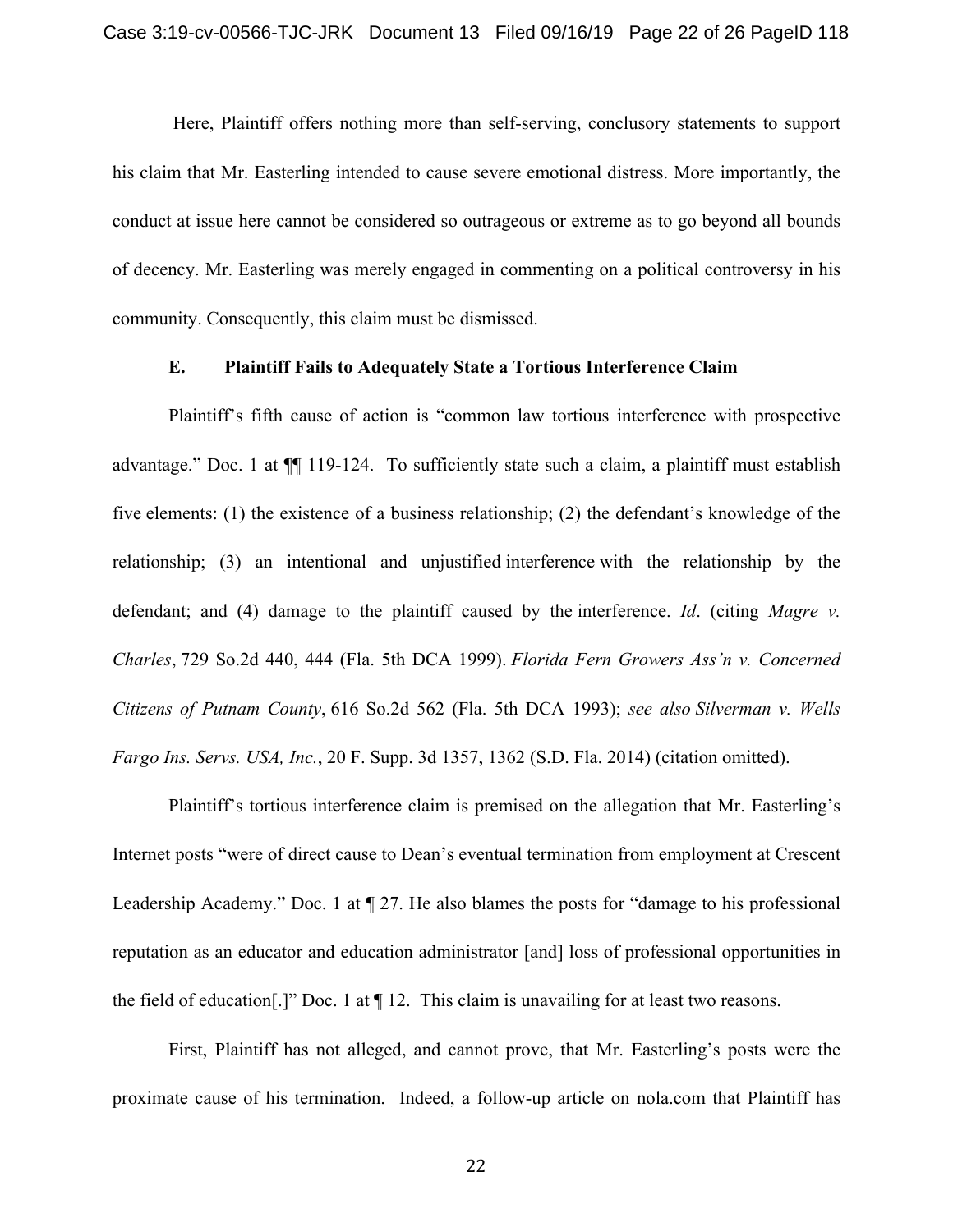Here, Plaintiff offers nothing more than self-serving, conclusory statements to support his claim that Mr. Easterling intended to cause severe emotional distress. More importantly, the conduct at issue here cannot be considered so outrageous or extreme as to go beyond all bounds of decency. Mr. Easterling was merely engaged in commenting on a political controversy in his community. Consequently, this claim must be dismissed.

### E. Plaintiff Fails to Adequately State a Tortious Interference Claim

Plaintiff's fifth cause of action is "common law tortious interference with prospective advantage." Doc. 1 at ¶¶ 119-124. To sufficiently state such a claim, a plaintiff must establish five elements: (1) the existence of a business relationship; (2) the defendant's knowledge of the relationship; (3) an intentional and unjustified interference with the relationship by the defendant; and (4) damage to the plaintiff caused by the interference. *Id*. (citing *Magre v. Charles*, 729 So.2d 440, 444 (Fla. 5th DCA 1999). *Florida Fern Growers Ass'n v. Concerned Citizens of Putnam County*, 616 So.2d 562 (Fla. 5th DCA 1993); *see also Silverman v. Wells Fargo Ins. Servs. USA, Inc.*, 20 F. Supp. 3d 1357, 1362 (S.D. Fla. 2014) (citation omitted).

Plaintiff's tortious interference claim is premised on the allegation that Mr. Easterling's Internet posts "were of direct cause to Dean's eventual termination from employment at Crescent Leadership Academy." Doc. 1 at ¶ 27. He also blames the posts for "damage to his professional reputation as an educator and education administrator [and] loss of professional opportunities in the field of education[.]" Doc. 1 at ¶ 12. This claim is unavailing for at least two reasons.

First, Plaintiff has not alleged, and cannot prove, that Mr. Easterling's posts were the proximate cause of his termination. Indeed, a follow-up article on nola.com that Plaintiff has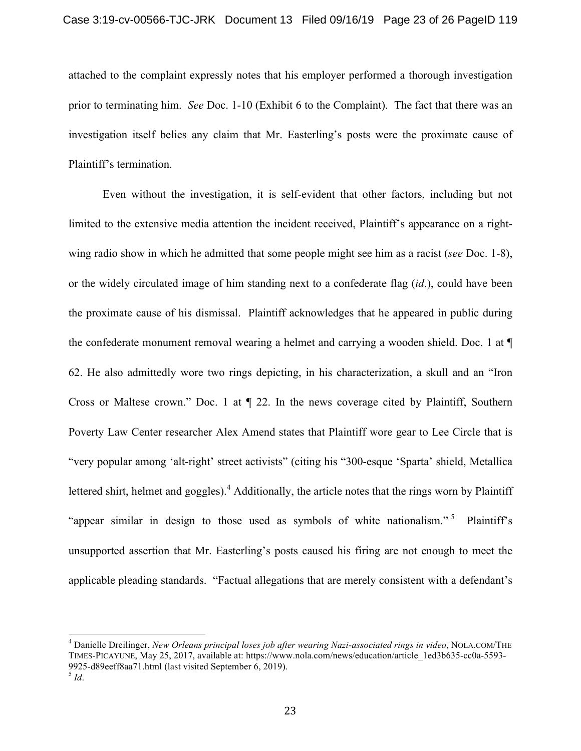attached to the complaint expressly notes that his employer performed a thorough investigation prior to terminating him. *See* Doc. 1-10 (Exhibit 6 to the Complaint). The fact that there was an investigation itself belies any claim that Mr. Easterling's posts were the proximate cause of Plaintiff's termination.

Even without the investigation, it is self-evident that other factors, including but not limited to the extensive media attention the incident received, Plaintiff's appearance on a right-wing radio show in which he admitted that some people might see him as a racist (*see* Doc. 1-8), or the widely circulated image of him standing next to a confederate flag (*id*.), could have been the proximate cause of his dismissal. Plaintiff acknowledges that he appeared in public during the confederate monument removal wearing a helmet and carrying a wooden shield. Doc. 1 at ¶ 62. He also admittedly wore two rings depicting, in his characterization, a skull and an "Iron Cross or Maltese crown." Doc. 1 at ¶ 22. In the news coverage cited by Plaintiff, Southern Poverty Law Center researcher Alex Amend states that Plaintiff wore gear to Lee Circle that is "very popular among 'alt-right' street activists" (citing his "300-esque 'Sparta' shield, Metallica lettered shirt, helmet and goggles).[4] Additionally, the article notes that the rings worn by Plaintiff "appear similar in design to those used as symbols of white nationalism."[5] Plaintiff's unsupported assertion that Mr. Easterling's posts caused his firing are not enough to meet the applicable pleading standards. "Factual allegations that are merely consistent with a defendant's

---

[4] Danielle Dreilinger, *New Orleans principal loses job after wearing Nazi-associated rings in video*, NOLA.COM/THE TIMES-PICAYUNE, May 25, 2017, available at: https://www.nola.com/news/education/article_1ed3b635-cc0a-5593-9925-d89eeff8aa71.html (last visited September 6, 2019).

[5] *Id*.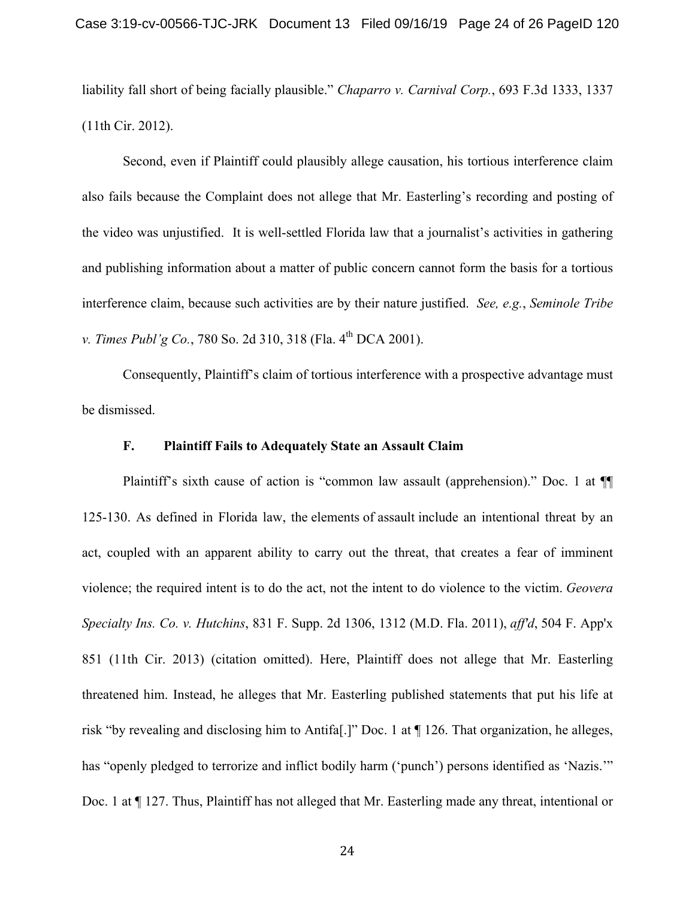liability fall short of being facially plausible." *Chaparro v. Carnival Corp.*, 693 F.3d 1333, 1337 (11th Cir. 2012).

Second, even if Plaintiff could plausibly allege causation, his tortious interference claim also fails because the Complaint does not allege that Mr. Easterling's recording and posting of the video was unjustified. It is well-settled Florida law that a journalist's activities in gathering and publishing information about a matter of public concern cannot form the basis for a tortious interference claim, because such activities are by their nature justified. *See, e.g.*, *Seminole Tribe v. Times Publ'g Co.*, 780 So. 2d 310, 318 (Fla. 4th DCA 2001).

Consequently, Plaintiff's claim of tortious interference with a prospective advantage must be dismissed.

### F. Plaintiff Fails to Adequately State an Assault Claim

Plaintiff's sixth cause of action is "common law assault (apprehension)." Doc. 1 at ¶¶ 125-130. As defined in Florida law, the elements of assault include an intentional threat by an act, coupled with an apparent ability to carry out the threat, that creates a fear of imminent violence; the required intent is to do the act, not the intent to do violence to the victim. *Geovera Specialty Ins. Co. v. Hutchins*, 831 F. Supp. 2d 1306, 1312 (M.D. Fla. 2011), *aff'd*, 504 F. App'x 851 (11th Cir. 2013) (citation omitted). Here, Plaintiff does not allege that Mr. Easterling threatened him. Instead, he alleges that Mr. Easterling published statements that put his life at risk "by revealing and disclosing him to Antifa[.]" Doc. 1 at ¶ 126. That organization, he alleges, has "openly pledged to terrorize and inflict bodily harm ('punch') persons identified as 'Nazis.'" Doc. 1 at ¶ 127. Thus, Plaintiff has not alleged that Mr. Easterling made any threat, intentional or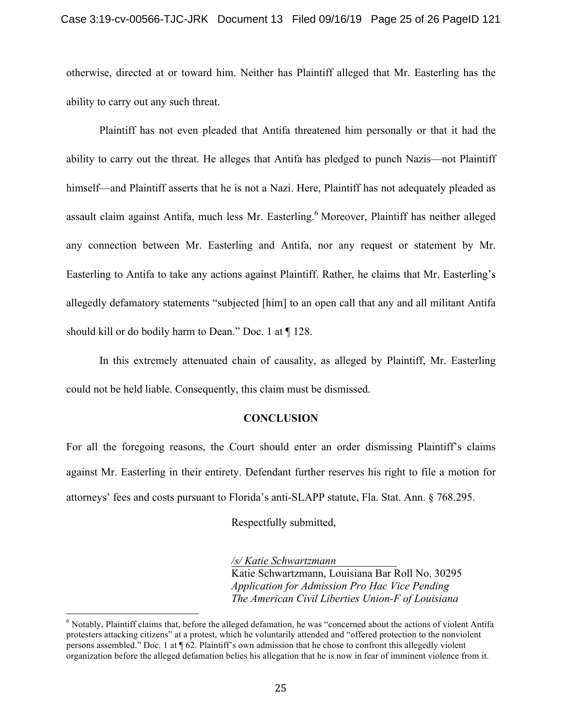otherwise, directed at or toward him. Neither has Plaintiff alleged that Mr. Easterling has the ability to carry out any such threat.

Plaintiff has not even pleaded that Antifa threatened him personally or that it had the ability to carry out the threat. He alleges that Antifa has pledged to punch Nazis—not Plaintiff himself—and Plaintiff asserts that he is not a Nazi. Here, Plaintiff has not adequately pleaded as assault claim against Antifa, much less Mr. Easterling.[6] Moreover, Plaintiff has neither alleged any connection between Mr. Easterling and Antifa, nor any request or statement by Mr. Easterling to Antifa to take any actions against Plaintiff. Rather, he claims that Mr. Easterling's allegedly defamatory statements "subjected [him] to an open call that any and all militant Antifa should kill or do bodily harm to Dean." Doc. 1 at ¶ 128.

In this extremely attenuated chain of causality, as alleged by Plaintiff, Mr. Easterling could not be held liable. Consequently, this claim must be dismissed.

## CONCLUSION

For all the foregoing reasons, the Court should enter an order dismissing Plaintiff's claims against Mr. Easterling in their entirety. Defendant further reserves his right to file a motion for attorneys' fees and costs pursuant to Florida's anti-SLAPP statute, Fla. Stat. Ann. § 768.295.

Respectfully submitted,

*/s/ Katie Schwartzmann*
Katie Schwartzmann, Louisiana Bar Roll No. 30295
*Application for Admission Pro Hac Vice Pending*
*The American Civil Liberties Union-F of Louisiana*

---

[6] Notably, Plaintiff claims that, before the alleged defamation, he was "concerned about the actions of violent Antifa protesters attacking citizens" at a protest, which he voluntarily attended and "offered protection to the nonviolent persons assembled." Doc. 1 at ¶ 62. Plaintiff's own admission that he chose to confront this allegedly violent organization before the alleged defamation belies his allegation that he is now in fear of imminent violence from it.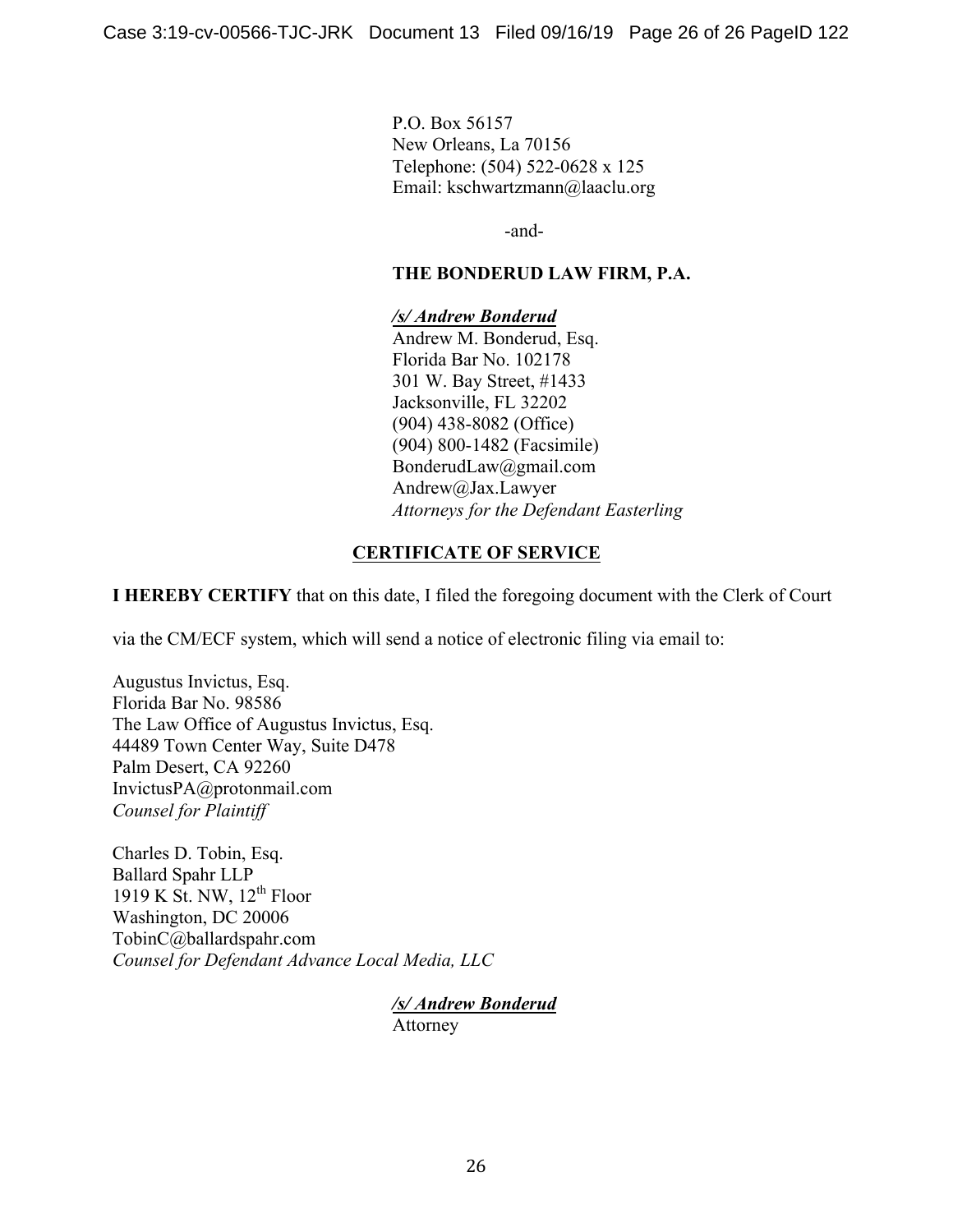P.O. Box 56157
New Orleans, La 70156
Telephone: (504) 522-0628 x 125
Email: kschwartzmann@laaclu.org

-and-

**THE BONDERUD LAW FIRM, P.A.**

***/s/ Andrew Bonderud***
Andrew M. Bonderud, Esq.
Florida Bar No. 102178
301 W. Bay Street, #1433
Jacksonville, FL 32202
(904) 438-8082 (Office)
(904) 800-1482 (Facsimile)
BonderudLaw@gmail.com
Andrew@Jax.Lawyer
*Attorneys for the Defendant Easterling*

**CERTIFICATE OF SERVICE**

**I HEREBY CERTIFY** that on this date, I filed the foregoing document with the Clerk of Court via the CM/ECF system, which will send a notice of electronic filing via email to:

Augustus Invictus, Esq.
Florida Bar No. 98586
The Law Office of Augustus Invictus, Esq.
44489 Town Center Way, Suite D478
Palm Desert, CA 92260
InvictusPA@protonmail.com
*Counsel for Plaintiff*

Charles D. Tobin, Esq.
Ballard Spahr LLP
1919 K St. NW, 12th Floor
Washington, DC 20006
TobinC@ballardspahr.com
*Counsel for Defendant Advance Local Media, LLC*

***/s/ Andrew Bonderud***
Attorney